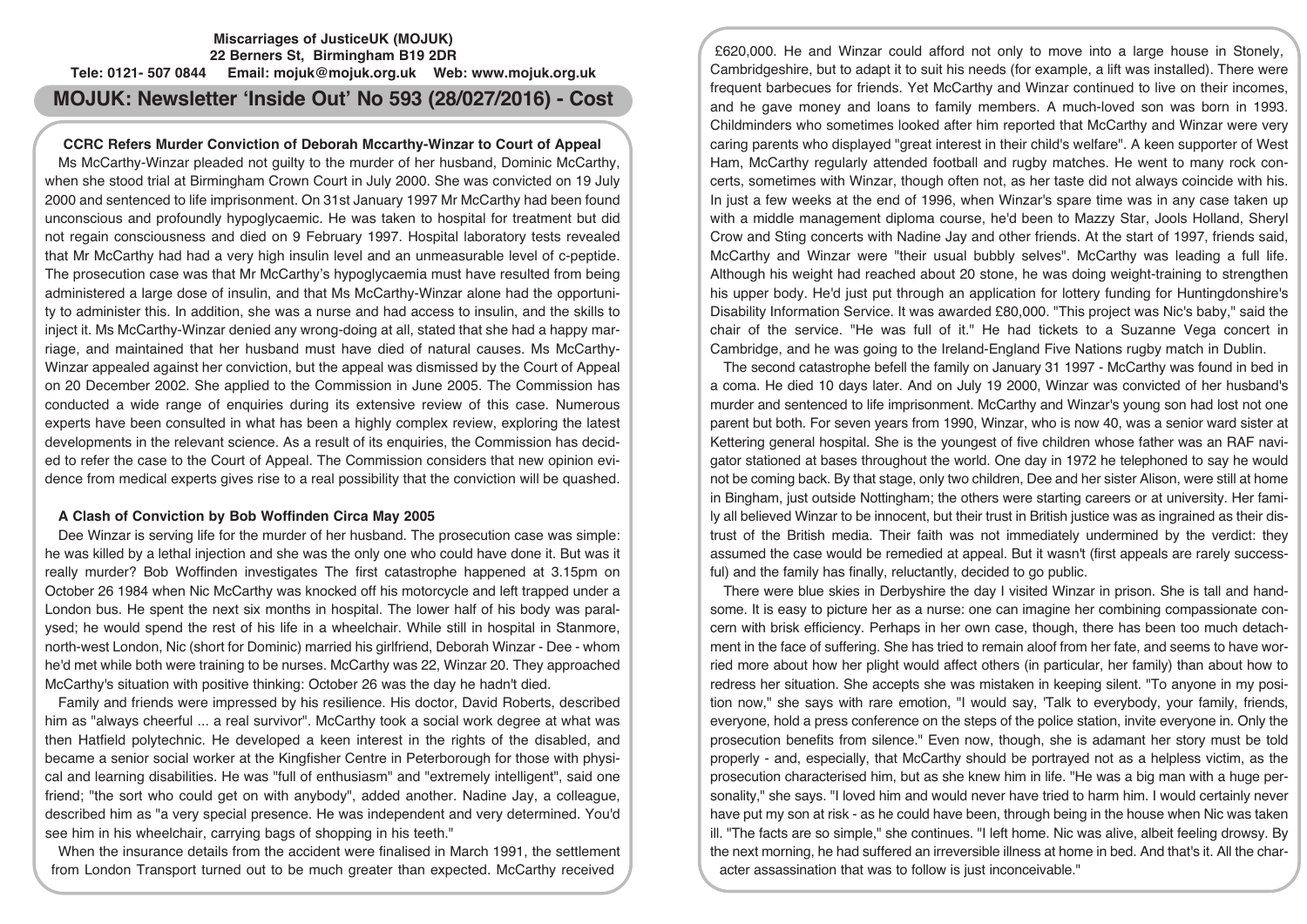**Miscarriages of JusticeUK (MOJUK)**
**22 Berners St, Birmingham B19 2DR**
**Tele: 0121- 507 0844 Email: mojuk@mojuk.org.uk Web: www.mojuk.org.uk**

# MOJUK: Newsletter 'Inside Out' No 593 (28/027/2016) - Cost

## CCRC Refers Murder Conviction of Deborah Mccarthy-Winzar to Court of Appeal

Ms McCarthy-Winzar pleaded not guilty to the murder of her husband, Dominic McCarthy, when she stood trial at Birmingham Crown Court in July 2000. She was convicted on 19 July 2000 and sentenced to life imprisonment. On 31st January 1997 Mr McCarthy had been found unconscious and profoundly hypoglycaemic. He was taken to hospital for treatment but did not regain consciousness and died on 9 February 1997. Hospital laboratory tests revealed that Mr McCarthy had had a very high insulin level and an unmeasurable level of c-peptide. The prosecution case was that Mr McCarthy's hypoglycaemia must have resulted from being administered a large dose of insulin, and that Ms McCarthy-Winzar alone had the opportunity to administer this. In addition, she was a nurse and had access to insulin, and the skills to inject it. Ms McCarthy-Winzar denied any wrong-doing at all, stated that she had a happy marriage, and maintained that her husband must have died of natural causes. Ms McCarthy-Winzar appealed against her conviction, but the appeal was dismissed by the Court of Appeal on 20 December 2002. She applied to the Commission in June 2005. The Commission has conducted a wide range of enquiries during its extensive review of this case. Numerous experts have been consulted in what has been a highly complex review, exploring the latest developments in the relevant science. As a result of its enquiries, the Commission has decided to refer the case to the Court of Appeal. The Commission considers that new opinion evidence from medical experts gives rise to a real possibility that the conviction will be quashed.

## A Clash of Conviction by Bob Woffinden Circa May 2005

Dee Winzar is serving life for the murder of her husband. The prosecution case was simple: he was killed by a lethal injection and she was the only one who could have done it. But was it really murder? Bob Woffinden investigates The first catastrophe happened at 3.15pm on October 26 1984 when Nic McCarthy was knocked off his motorcycle and left trapped under a London bus. He spent the next six months in hospital. The lower half of his body was paralysed; he would spend the rest of his life in a wheelchair. While still in hospital in Stanmore, north-west London, Nic (short for Dominic) married his girlfriend, Deborah Winzar - Dee - whom he'd met while both were training to be nurses. McCarthy was 22, Winzar 20. They approached McCarthy's situation with positive thinking: October 26 was the day he hadn't died.

Family and friends were impressed by his resilience. His doctor, David Roberts, described him as "always cheerful ... a real survivor". McCarthy took a social work degree at what was then Hatfield polytechnic. He developed a keen interest in the rights of the disabled, and became a senior social worker at the Kingfisher Centre in Peterborough for those with physical and learning disabilities. He was "full of enthusiasm" and "extremely intelligent", said one friend; "the sort who could get on with anybody", added another. Nadine Jay, a colleague, described him as "a very special presence. He was independent and very determined. You'd see him in his wheelchair, carrying bags of shopping in his teeth."

When the insurance details from the accident were finalised in March 1991, the settlement from London Transport turned out to be much greater than expected. McCarthy received £620,000. He and Winzar could afford not only to move into a large house in Stonely, Cambridgeshire, but to adapt it to suit his needs (for example, a lift was installed). There were frequent barbecues for friends. Yet McCarthy and Winzar continued to live on their incomes, and he gave money and loans to family members. A much-loved son was born in 1993. Childminders who sometimes looked after him reported that McCarthy and Winzar were very caring parents who displayed "great interest in their child's welfare". A keen supporter of West Ham, McCarthy regularly attended football and rugby matches. He went to many rock concerts, sometimes with Winzar, though often not, as her taste did not always coincide with his. In just a few weeks at the end of 1996, when Winzar's spare time was in any case taken up with a middle management diploma course, he'd been to Mazzy Star, Jools Holland, Sheryl Crow and Sting concerts with Nadine Jay and other friends. At the start of 1997, friends said, McCarthy and Winzar were "their usual bubbly selves". McCarthy was leading a full life. Although his weight had reached about 20 stone, he was doing weight-training to strengthen his upper body. He'd just put through an application for lottery funding for Huntingdonshire's Disability Information Service. It was awarded £80,000. "This project was Nic's baby," said the chair of the service. "He was full of it." He had tickets to a Suzanne Vega concert in Cambridge, and he was going to the Ireland-England Five Nations rugby match in Dublin.

The second catastrophe befell the family on January 31 1997 - McCarthy was found in bed in a coma. He died 10 days later. And on July 19 2000, Winzar was convicted of her husband's murder and sentenced to life imprisonment. McCarthy and Winzar's young son had lost not one parent but both. For seven years from 1990, Winzar, who is now 40, was a senior ward sister at Kettering general hospital. She is the youngest of five children whose father was an RAF navigator stationed at bases throughout the world. One day in 1972 he telephoned to say he would not be coming back. By that stage, only two children, Dee and her sister Alison, were still at home in Bingham, just outside Nottingham; the others were starting careers or at university. Her family all believed Winzar to be innocent, but their trust in British justice was as ingrained as their distrust of the British media. Their faith was not immediately undermined by the verdict: they assumed the case would be remedied at appeal. But it wasn't (first appeals are rarely successful) and the family has finally, reluctantly, decided to go public.

There were blue skies in Derbyshire the day I visited Winzar in prison. She is tall and handsome. It is easy to picture her as a nurse: one can imagine her combining compassionate concern with brisk efficiency. Perhaps in her own case, though, there has been too much detachment in the face of suffering. She has tried to remain aloof from her fate, and seems to have worried more about how her plight would affect others (in particular, her family) than about how to redress her situation. She accepts she was mistaken in keeping silent. "To anyone in my position now," she says with rare emotion, "I would say, 'Talk to everybody, your family, friends, everyone, hold a press conference on the steps of the police station, invite everyone in. Only the prosecution benefits from silence." Even now, though, she is adamant her story must be told properly - and, especially, that McCarthy should be portrayed not as a helpless victim, as the prosecution characterised him, but as she knew him in life. "He was a big man with a huge personality," she says. "I loved him and would never have tried to harm him. I would certainly never have put my son at risk - as he could have been, through being in the house when Nic was taken ill. "The facts are so simple," she continues. "I left home. Nic was alive, albeit feeling drowsy. By the next morning, he had suffered an irreversible illness at home in bed. And that's it. All the character assassination that was to follow is just inconceivable."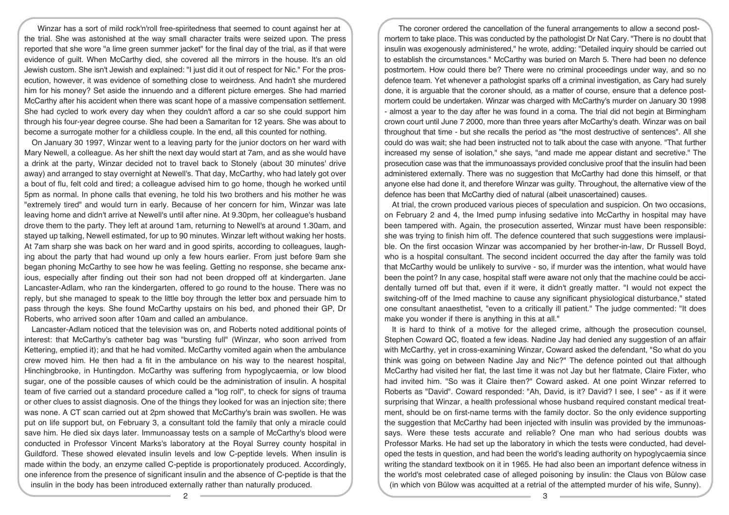Winzar has a sort of mild rock'n'roll free-spiritedness that seemed to count against her at the trial. She was astonished at the way small character traits were seized upon. The press reported that she wore "a lime green summer jacket" for the final day of the trial, as if that were evidence of guilt. When McCarthy died, she covered all the mirrors in the house. It's an old Jewish custom. She isn't Jewish and explained: "I just did it out of respect for Nic." For the prosecution, however, it was evidence of something close to weirdness. And hadn't she murdered him for his money? Set aside the innuendo and a different picture emerges. She had married McCarthy after his accident when there was scant hope of a massive compensation settlement. She had cycled to work every day when they couldn't afford a car so she could support him through his four-year degree course. She had been a Samaritan for 12 years. She was about to become a surrogate mother for a childless couple. In the end, all this counted for nothing.

On January 30 1997, Winzar went to a leaving party for the junior doctors on her ward with Mary Newell, a colleague. As her shift the next day would start at 7am, and as she would have a drink at the party, Winzar decided not to travel back to Stonely (about 30 minutes' drive away) and arranged to stay overnight at Newell's. That day, McCarthy, who had lately got over a bout of flu, felt cold and tired; a colleague advised him to go home, though he worked until 5pm as normal. In phone calls that evening, he told his two brothers and his mother he was "extremely tired" and would turn in early. Because of her concern for him, Winzar was late leaving home and didn't arrive at Newell's until after nine. At 9.30pm, her colleague's husband drove them to the party. They left at around 1am, returning to Newell's at around 1.30am, and stayed up talking, Newell estimated, for up to 90 minutes. Winzar left without waking her hosts. At 7am sharp she was back on her ward and in good spirits, according to colleagues, laughing about the party that had wound up only a few hours earlier. From just before 9am she began phoning McCarthy to see how he was feeling. Getting no response, she became anxious, especially after finding out their son had not been dropped off at kindergarten. Jane Lancaster-Adlam, who ran the kindergarten, offered to go round to the house. There was no reply, but she managed to speak to the little boy through the letter box and persuade him to pass through the keys. She found McCarthy upstairs on his bed, and phoned their GP, Dr Roberts, who arrived soon after 10am and called an ambulance.

Lancaster-Adlam noticed that the television was on, and Roberts noted additional points of interest: that McCarthy's catheter bag was "bursting full" (Winzar, who soon arrived from Kettering, emptied it); and that he had vomited. McCarthy vomited again when the ambulance crew moved him. He then had a fit in the ambulance on his way to the nearest hospital, Hinchingbrooke, in Huntingdon. McCarthy was suffering from hypoglycaemia, or low blood sugar, one of the possible causes of which could be the administration of insulin. A hospital team of five carried out a standard procedure called a "log roll", to check for signs of trauma or other clues to assist diagnosis. One of the things they looked for was an injection site; there was none. A CT scan carried out at 2pm showed that McCarthy's brain was swollen. He was put on life support but, on February 3, a consultant told the family that only a miracle could save him. He died six days later. Immunoassay tests on a sample of McCarthy's blood were conducted in Professor Vincent Marks's laboratory at the Royal Surrey county hospital in Guildford. These showed elevated insulin levels and low C-peptide levels. When insulin is made within the body, an enzyme called C-peptide is proportionately produced. Accordingly, one inference from the presence of significant insulin and the absence of C-peptide is that the insulin in the body has been introduced externally rather than naturally produced.

The coroner ordered the cancellation of the funeral arrangements to allow a second post-mortem to take place. This was conducted by the pathologist Dr Nat Cary. "There is no doubt that insulin was exogenously administered," he wrote, adding: "Detailed inquiry should be carried out to establish the circumstances." McCarthy was buried on March 5. There had been no defence postmortem. How could there be? There were no criminal proceedings under way, and so no defence team. Yet whenever a pathologist sparks off a criminal investigation, as Cary had surely done, it is arguable that the coroner should, as a matter of course, ensure that a defence post-mortem could be undertaken. Winzar was charged with McCarthy's murder on January 30 1998 - almost a year to the day after he was found in a coma. The trial did not begin at Birmingham crown court until June 7 2000, more than three years after McCarthy's death. Winzar was on bail throughout that time - but she recalls the period as "the most destructive of sentences". All she could do was wait; she had been instructed not to talk about the case with anyone. "That further increased my sense of isolation," she says, "and made me appear distant and secretive." The prosecution case was that the immunoassays provided conclusive proof that the insulin had been administered externally. There was no suggestion that McCarthy had done this himself, or that anyone else had done it, and therefore Winzar was guilty. Throughout, the alternative view of the defence has been that McCarthy died of natural (albeit unascertained) causes.

At trial, the crown produced various pieces of speculation and suspicion. On two occasions, on February 2 and 4, the Imed pump infusing sedative into McCarthy in hospital may have been tampered with. Again, the prosecution asserted, Winzar must have been responsible: she was trying to finish him off. The defence countered that such suggestions were implausible. On the first occasion Winzar was accompanied by her brother-in-law, Dr Russell Boyd, who is a hospital consultant. The second incident occurred the day after the family was told that McCarthy would be unlikely to survive - so, if murder was the intention, what would have been the point? In any case, hospital staff were aware not only that the machine could be accidentally turned off but that, even if it were, it didn't greatly matter. "I would not expect the switching-off of the Imed machine to cause any significant physiological disturbance," stated one consultant anaesthetist, "even to a critically ill patient." The judge commented: "It does make you wonder if there is anything in this at all."

It is hard to think of a motive for the alleged crime, although the prosecution counsel, Stephen Coward QC, floated a few ideas. Nadine Jay had denied any suggestion of an affair with McCarthy, yet in cross-examining Winzar, Coward asked the defendant, "So what do you think was going on between Nadine Jay and Nic?" The defence pointed out that although McCarthy had visited her flat, the last time it was not Jay but her flatmate, Claire Fixter, who had invited him. "So was it Claire then?" Coward asked. At one point Winzar referred to Roberts as "David". Coward responded: "Ah, David, is it? David? I see, I see" - as if it were surprising that Winzar, a health professional whose husband required constant medical treatment, should be on first-name terms with the family doctor. So the only evidence supporting the suggestion that McCarthy had been injected with insulin was provided by the immunoassays. Were these tests accurate and reliable? One man who had serious doubts was Professor Marks. He had set up the laboratory in which the tests were conducted, had developed the tests in question, and had been the world's leading authority on hypoglycaemia since writing the standard textbook on it in 1965. He had also been an important defence witness in the world's most celebrated case of alleged poisoning by insulin: the Claus von Bülow case (in which von Bülow was acquitted at a retrial of the attempted murder of his wife, Sunny).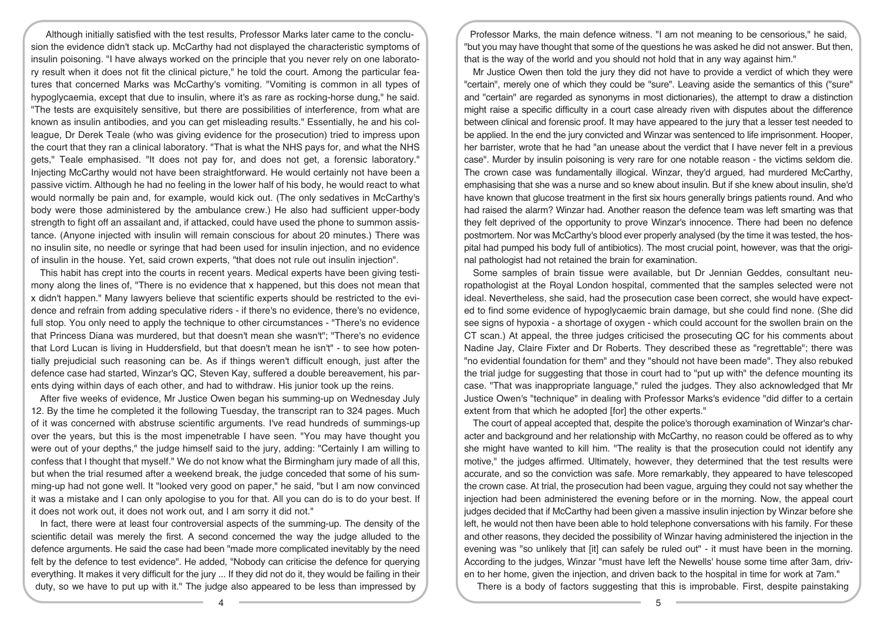Although initially satisfied with the test results, Professor Marks later came to the conclusion the evidence didn't stack up. McCarthy had not displayed the characteristic symptoms of insulin poisoning. "I have always worked on the principle that you never rely on one laboratory result when it does not fit the clinical picture," he told the court. Among the particular features that concerned Marks was McCarthy's vomiting. "Vomiting is common in all types of hypoglycaemia, except that due to insulin, where it's as rare as rocking-horse dung," he said. "The tests are exquisitely sensitive, but there are possibilities of interference, from what are known as insulin antibodies, and you can get misleading results." Essentially, he and his colleague, Dr Derek Teale (who was giving evidence for the prosecution) tried to impress upon the court that they ran a clinical laboratory. "That is what the NHS pays for, and what the NHS gets," Teale emphasised. "It does not pay for, and does not get, a forensic laboratory." Injecting McCarthy would not have been straightforward. He would certainly not have been a passive victim. Although he had no feeling in the lower half of his body, he would react to what would normally be pain and, for example, would kick out. (The only sedatives in McCarthy's body were those administered by the ambulance crew.) He also had sufficient upper-body strength to fight off an assailant and, if attacked, could have used the phone to summon assistance. (Anyone injected with insulin will remain conscious for about 20 minutes.) There was no insulin site, no needle or syringe that had been used for insulin injection, and no evidence of insulin in the house. Yet, said crown experts, "that does not rule out insulin injection".

This habit has crept into the courts in recent years. Medical experts have been giving testimony along the lines of, "There is no evidence that x happened, but this does not mean that x didn't happen." Many lawyers believe that scientific experts should be restricted to the evidence and refrain from adding speculative riders - if there's no evidence, there's no evidence, full stop. You only need to apply the technique to other circumstances - "There's no evidence that Princess Diana was murdered, but that doesn't mean she wasn't"; "There's no evidence that Lord Lucan is living in Huddersfield, but that doesn't mean he isn't" - to see how potentially prejudicial such reasoning can be. As if things weren't difficult enough, just after the defence case had started, Winzar's QC, Steven Kay, suffered a double bereavement, his parents dying within days of each other, and had to withdraw. His junior took up the reins.

After five weeks of evidence, Mr Justice Owen began his summing-up on Wednesday July 12. By the time he completed it the following Tuesday, the transcript ran to 324 pages. Much of it was concerned with abstruse scientific arguments. I've read hundreds of summings-up over the years, but this is the most impenetrable I have seen. "You may have thought you were out of your depths," the judge himself said to the jury, adding: "Certainly I am willing to confess that I thought that myself." We do not know what the Birmingham jury made of all this, but when the trial resumed after a weekend break, the judge conceded that some of his summing-up had not gone well. It "looked very good on paper," he said, "but I am now convinced it was a mistake and I can only apologise to you for that. All you can do is to do your best. If it does not work out, it does not work out, and I am sorry it did not."

In fact, there were at least four controversial aspects of the summing-up. The density of the scientific detail was merely the first. A second concerned the way the judge alluded to the defence arguments. He said the case had been "made more complicated inevitably by the need felt by the defence to test evidence". He added, "Nobody can criticise the defence for querying everything. It makes it very difficult for the jury ... If they did not do it, they would be failing in their duty, so we have to put up with it." The judge also appeared to be less than impressed by Professor Marks, the main defence witness. "I am not meaning to be censorious," he said, "but you may have thought that some of the questions he was asked he did not answer. But then, that is the way of the world and you should not hold that in any way against him."

Mr Justice Owen then told the jury they did not have to provide a verdict of which they were "certain", merely one of which they could be "sure". Leaving aside the semantics of this ("sure" and "certain" are regarded as synonyms in most dictionaries), the attempt to draw a distinction might raise a specific difficulty in a court case already riven with disputes about the difference between clinical and forensic proof. It may have appeared to the jury that a lesser test needed to be applied. In the end the jury convicted and Winzar was sentenced to life imprisonment. Hooper, her barrister, wrote that he had "an unease about the verdict that I have never felt in a previous case". Murder by insulin poisoning is very rare for one notable reason - the victims seldom die. The crown case was fundamentally illogical. Winzar, they'd argued, had murdered McCarthy, emphasising that she was a nurse and so knew about insulin. But if she knew about insulin, she'd have known that glucose treatment in the first six hours generally brings patients round. And who had raised the alarm? Winzar had. Another reason the defence team was left smarting was that they felt deprived of the opportunity to prove Winzar's innocence. There had been no defence postmortem. Nor was McCarthy's blood ever properly analysed (by the time it was tested, the hospital had pumped his body full of antibiotics). The most crucial point, however, was that the original pathologist had not retained the brain for examination.

Some samples of brain tissue were available, but Dr Jennian Geddes, consultant neuropathologist at the Royal London hospital, commented that the samples selected were not ideal. Nevertheless, she said, had the prosecution case been correct, she would have expected to find some evidence of hypoglycaemic brain damage, but she could find none. (She did see signs of hypoxia - a shortage of oxygen - which could account for the swollen brain on the CT scan.) At appeal, the three judges criticised the prosecuting QC for his comments about Nadine Jay, Claire Fixter and Dr Roberts. They described these as "regrettable"; there was "no evidential foundation for them" and they "should not have been made". They also rebuked the trial judge for suggesting that those in court had to "put up with" the defence mounting its case. "That was inappropriate language," ruled the judges. They also acknowledged that Mr Justice Owen's "technique" in dealing with Professor Marks's evidence "did differ to a certain extent from that which he adopted [for] the other experts."

The court of appeal accepted that, despite the police's thorough examination of Winzar's character and background and her relationship with McCarthy, no reason could be offered as to why she might have wanted to kill him. "The reality is that the prosecution could not identify any motive," the judges affirmed. Ultimately, however, they determined that the test results were accurate, and so the conviction was safe. More remarkably, they appeared to have telescoped the crown case. At trial, the prosecution had been vague, arguing they could not say whether the injection had been administered the evening before or in the morning. Now, the appeal court judges decided that if McCarthy had been given a massive insulin injection by Winzar before she left, he would not then have been able to hold telephone conversations with his family. For these and other reasons, they decided the possibility of Winzar having administered the injection in the evening was "so unlikely that [it] can safely be ruled out" - it must have been in the morning. According to the judges, Winzar "must have left the Newells' house some time after 3am, driven to her home, given the injection, and driven back to the hospital in time for work at 7am."

There is a body of factors suggesting that this is improbable. First, despite painstaking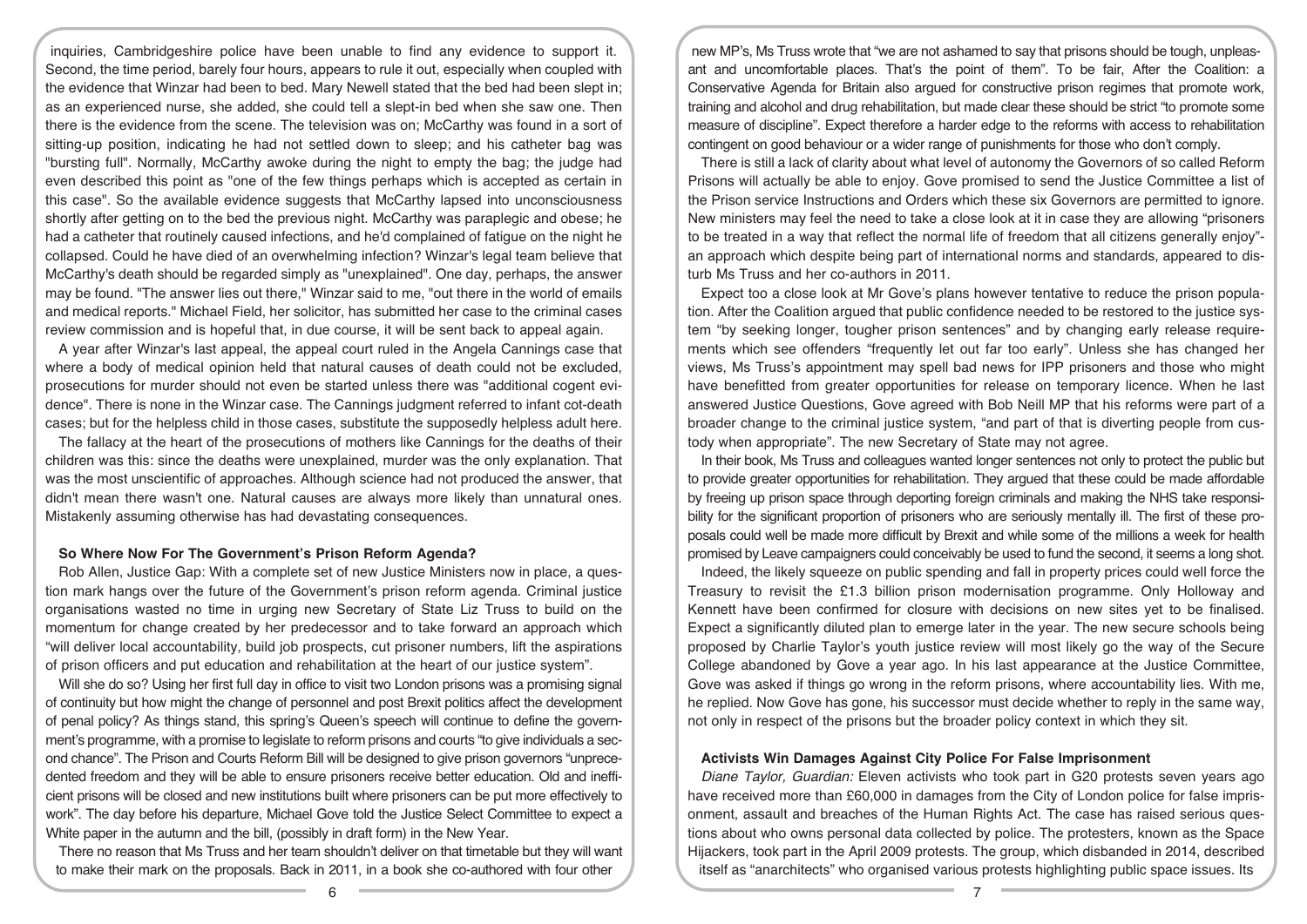inquiries, Cambridgeshire police have been unable to find any evidence to support it. Second, the time period, barely four hours, appears to rule it out, especially when coupled with the evidence that Winzar had been to bed. Mary Newell stated that the bed had been slept in; as an experienced nurse, she added, she could tell a slept-in bed when she saw one. Then there is the evidence from the scene. The television was on; McCarthy was found in a sort of sitting-up position, indicating he had not settled down to sleep; and his catheter bag was "bursting full". Normally, McCarthy awoke during the night to empty the bag; the judge had even described this point as "one of the few things perhaps which is accepted as certain in this case". So the available evidence suggests that McCarthy lapsed into unconsciousness shortly after getting on to the bed the previous night. McCarthy was paraplegic and obese; he had a catheter that routinely caused infections, and he'd complained of fatigue on the night he collapsed. Could he have died of an overwhelming infection? Winzar's legal team believe that McCarthy's death should be regarded simply as "unexplained". One day, perhaps, the answer may be found. "The answer lies out there," Winzar said to me, "out there in the world of emails and medical reports." Michael Field, her solicitor, has submitted her case to the criminal cases review commission and is hopeful that, in due course, it will be sent back to appeal again.

A year after Winzar's last appeal, the appeal court ruled in the Angela Cannings case that where a body of medical opinion held that natural causes of death could not be excluded, prosecutions for murder should not even be started unless there was "additional cogent evidence". There is none in the Winzar case. The Cannings judgment referred to infant cot-death cases; but for the helpless child in those cases, substitute the supposedly helpless adult here.

The fallacy at the heart of the prosecutions of mothers like Cannings for the deaths of their children was this: since the deaths were unexplained, murder was the only explanation. That was the most unscientific of approaches. Although science had not produced the answer, that didn't mean there wasn't one. Natural causes are always more likely than unnatural ones. Mistakenly assuming otherwise has had devastating consequences.

### So Where Now For The Government's Prison Reform Agenda?

Rob Allen, Justice Gap: With a complete set of new Justice Ministers now in place, a question mark hangs over the future of the Government's prison reform agenda. Criminal justice organisations wasted no time in urging new Secretary of State Liz Truss to build on the momentum for change created by her predecessor and to take forward an approach which "will deliver local accountability, build job prospects, cut prisoner numbers, lift the aspirations of prison officers and put education and rehabilitation at the heart of our justice system".

Will she do so? Using her first full day in office to visit two London prisons was a promising signal of continuity but how might the change of personnel and post Brexit politics affect the development of penal policy? As things stand, this spring's Queen's speech will continue to define the government's programme, with a promise to legislate to reform prisons and courts "to give individuals a second chance". The Prison and Courts Reform Bill will be designed to give prison governors "unprecedented freedom and they will be able to ensure prisoners receive better education. Old and inefficient prisons will be closed and new institutions built where prisoners can be put more effectively to work". The day before his departure, Michael Gove told the Justice Select Committee to expect a White paper in the autumn and the bill, (possibly in draft form) in the New Year.

There no reason that Ms Truss and her team shouldn't deliver on that timetable but they will want to make their mark on the proposals. Back in 2011, in a book she co-authored with four other new MP's, Ms Truss wrote that "we are not ashamed to say that prisons should be tough, unpleasant and uncomfortable places. That's the point of them". To be fair, After the Coalition: a Conservative Agenda for Britain also argued for constructive prison regimes that promote work, training and alcohol and drug rehabilitation, but made clear these should be strict "to promote some measure of discipline". Expect therefore a harder edge to the reforms with access to rehabilitation contingent on good behaviour or a wider range of punishments for those who don't comply.

There is still a lack of clarity about what level of autonomy the Governors of so called Reform Prisons will actually be able to enjoy. Gove promised to send the Justice Committee a list of the Prison service Instructions and Orders which these six Governors are permitted to ignore. New ministers may feel the need to take a close look at it in case they are allowing "prisoners to be treated in a way that reflect the normal life of freedom that all citizens generally enjoy"- an approach which despite being part of international norms and standards, appeared to disturb Ms Truss and her co-authors in 2011.

Expect too a close look at Mr Gove's plans however tentative to reduce the prison population. After the Coalition argued that public confidence needed to be restored to the justice system "by seeking longer, tougher prison sentences" and by changing early release requirements which see offenders "frequently let out far too early". Unless she has changed her views, Ms Truss's appointment may spell bad news for IPP prisoners and those who might have benefitted from greater opportunities for release on temporary licence. When he last answered Justice Questions, Gove agreed with Bob Neill MP that his reforms were part of a broader change to the criminal justice system, "and part of that is diverting people from custody when appropriate". The new Secretary of State may not agree.

In their book, Ms Truss and colleagues wanted longer sentences not only to protect the public but to provide greater opportunities for rehabilitation. They argued that these could be made affordable by freeing up prison space through deporting foreign criminals and making the NHS take responsibility for the significant proportion of prisoners who are seriously mentally ill. The first of these proposals could well be made more difficult by Brexit and while some of the millions a week for health promised by Leave campaigners could conceivably be used to fund the second, it seems a long shot.

Indeed, the likely squeeze on public spending and fall in property prices could well force the Treasury to revisit the £1.3 billion prison modernisation programme. Only Holloway and Kennett have been confirmed for closure with decisions on new sites yet to be finalised. Expect a significantly diluted plan to emerge later in the year. The new secure schools being proposed by Charlie Taylor's youth justice review will most likely go the way of the Secure College abandoned by Gove a year ago. In his last appearance at the Justice Committee, Gove was asked if things go wrong in the reform prisons, where accountability lies. With me, he replied. Now Gove has gone, his successor must decide whether to reply in the same way, not only in respect of the prisons but the broader policy context in which they sit.

### Activists Win Damages Against City Police For False Imprisonment

*Diane Taylor, Guardian:* Eleven activists who took part in G20 protests seven years ago have received more than £60,000 in damages from the City of London police for false imprisonment, assault and breaches of the Human Rights Act. The case has raised serious questions about who owns personal data collected by police. The protesters, known as the Space Hijackers, took part in the April 2009 protests. The group, which disbanded in 2014, described itself as "anarchitects" who organised various protests highlighting public space issues. Its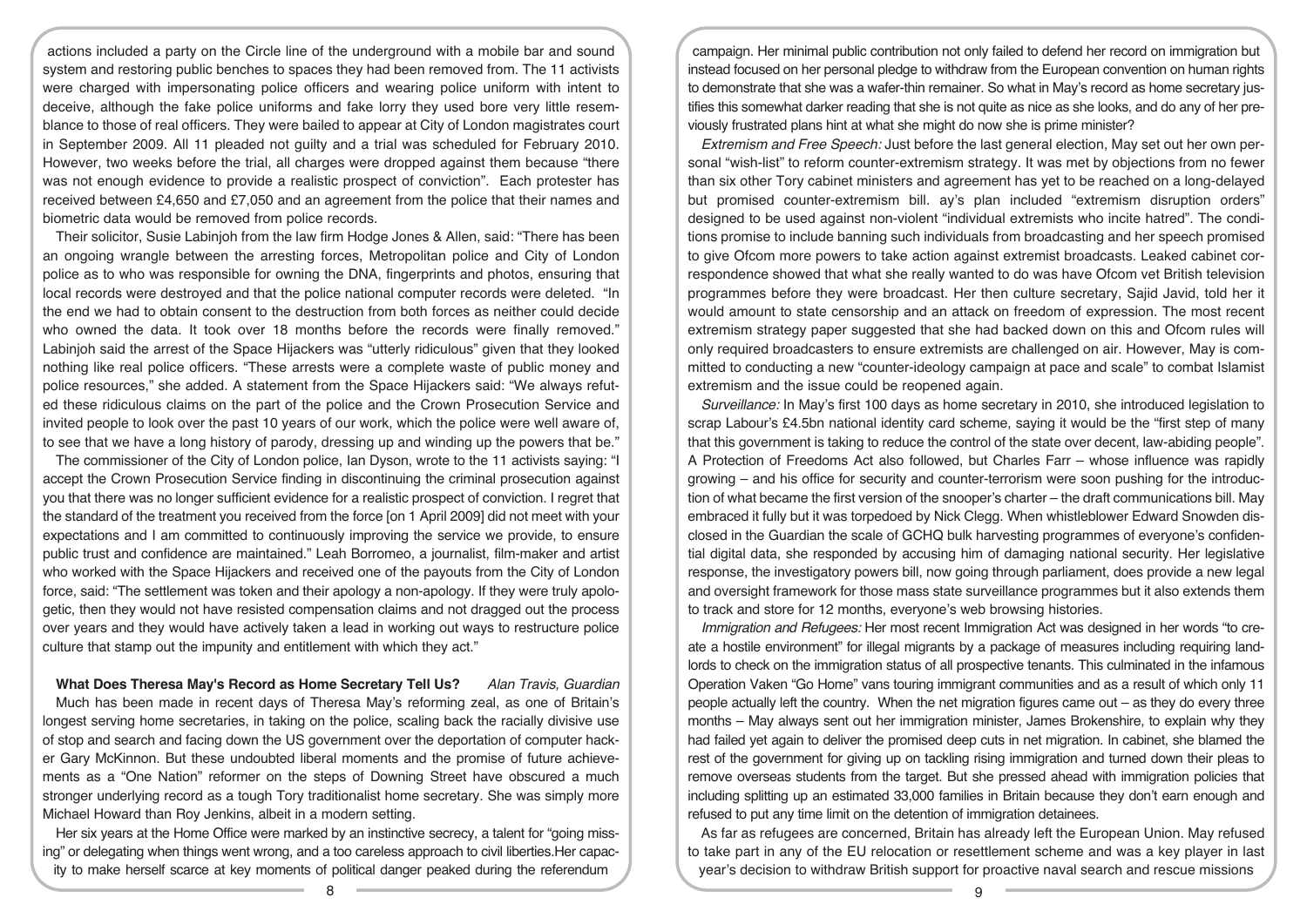actions included a party on the Circle line of the underground with a mobile bar and sound system and restoring public benches to spaces they had been removed from. The 11 activists were charged with impersonating police officers and wearing police uniform with intent to deceive, although the fake police uniforms and fake lorry they used bore very little resemblance to those of real officers. They were bailed to appear at City of London magistrates court in September 2009. All 11 pleaded not guilty and a trial was scheduled for February 2010. However, two weeks before the trial, all charges were dropped against them because "there was not enough evidence to provide a realistic prospect of conviction". Each protester has received between £4,650 and £7,050 and an agreement from the police that their names and biometric data would be removed from police records.

Their solicitor, Susie Labinjoh from the law firm Hodge Jones & Allen, said: "There has been an ongoing wrangle between the arresting forces, Metropolitan police and City of London police as to who was responsible for owning the DNA, fingerprints and photos, ensuring that local records were destroyed and that the police national computer records were deleted. "In the end we had to obtain consent to the destruction from both forces as neither could decide who owned the data. It took over 18 months before the records were finally removed." Labinjoh said the arrest of the Space Hijackers was "utterly ridiculous" given that they looked nothing like real police officers. "These arrests were a complete waste of public money and police resources," she added. A statement from the Space Hijackers said: "We always refuted these ridiculous claims on the part of the police and the Crown Prosecution Service and invited people to look over the past 10 years of our work, which the police were well aware of, to see that we have a long history of parody, dressing up and winding up the powers that be."

The commissioner of the City of London police, Ian Dyson, wrote to the 11 activists saying: "I accept the Crown Prosecution Service finding in discontinuing the criminal prosecution against you that there was no longer sufficient evidence for a realistic prospect of conviction. I regret that the standard of the treatment you received from the force [on 1 April 2009] did not meet with your expectations and I am committed to continuously improving the service we provide, to ensure public trust and confidence are maintained." Leah Borromeo, a journalist, film-maker and artist who worked with the Space Hijackers and received one of the payouts from the City of London force, said: "The settlement was token and their apology a non-apology. If they were truly apologetic, then they would not have resisted compensation claims and not dragged out the process over years and they would have actively taken a lead in working out ways to restructure police culture that stamp out the impunity and entitlement with which they act."

## What Does Theresa May's Record as Home Secretary Tell Us? *Alan Travis, Guardian*

Much has been made in recent days of Theresa May's reforming zeal, as one of Britain's longest serving home secretaries, in taking on the police, scaling back the racially divisive use of stop and search and facing down the US government over the deportation of computer hacker Gary McKinnon. But these undoubted liberal moments and the promise of future achievements as a "One Nation" reformer on the steps of Downing Street have obscured a much stronger underlying record as a tough Tory traditionalist home secretary. She was simply more Michael Howard than Roy Jenkins, albeit in a modern setting.

Her six years at the Home Office were marked by an instinctive secrecy, a talent for "going missing" or delegating when things went wrong, and a too careless approach to civil liberties.Her capacity to make herself scarce at key moments of political danger peaked during the referendum campaign. Her minimal public contribution not only failed to defend her record on immigration but instead focused on her personal pledge to withdraw from the European convention on human rights to demonstrate that she was a wafer-thin remainer. So what in May's record as home secretary justifies this somewhat darker reading that she is not quite as nice as she looks, and do any of her previously frustrated plans hint at what she might do now she is prime minister?

*Extremism and Free Speech:* Just before the last general election, May set out her own personal "wish-list" to reform counter-extremism strategy. It was met by objections from no fewer than six other Tory cabinet ministers and agreement has yet to be reached on a long-delayed but promised counter-extremism bill. ay's plan included "extremism disruption orders" designed to be used against non-violent "individual extremists who incite hatred". The conditions promise to include banning such individuals from broadcasting and her speech promised to give Ofcom more powers to take action against extremist broadcasts. Leaked cabinet correspondence showed that what she really wanted to do was have Ofcom vet British television programmes before they were broadcast. Her then culture secretary, Sajid Javid, told her it would amount to state censorship and an attack on freedom of expression. The most recent extremism strategy paper suggested that she had backed down on this and Ofcom rules will only required broadcasters to ensure extremists are challenged on air. However, May is committed to conducting a new "counter-ideology campaign at pace and scale" to combat Islamist extremism and the issue could be reopened again.

*Surveillance:* In May's first 100 days as home secretary in 2010, she introduced legislation to scrap Labour's £4.5bn national identity card scheme, saying it would be the "first step of many that this government is taking to reduce the control of the state over decent, law-abiding people". A Protection of Freedoms Act also followed, but Charles Farr – whose influence was rapidly growing – and his office for security and counter-terrorism were soon pushing for the introduction of what became the first version of the snooper's charter – the draft communications bill. May embraced it fully but it was torpedoed by Nick Clegg. When whistleblower Edward Snowden disclosed in the Guardian the scale of GCHQ bulk harvesting programmes of everyone's confidential digital data, she responded by accusing him of damaging national security. Her legislative response, the investigatory powers bill, now going through parliament, does provide a new legal and oversight framework for those mass state surveillance programmes but it also extends them to track and store for 12 months, everyone's web browsing histories.

*Immigration and Refugees:* Her most recent Immigration Act was designed in her words "to create a hostile environment" for illegal migrants by a package of measures including requiring landlords to check on the immigration status of all prospective tenants. This culminated in the infamous Operation Vaken "Go Home" vans touring immigrant communities and as a result of which only 11 people actually left the country. When the net migration figures came out – as they do every three months – May always sent out her immigration minister, James Brokenshire, to explain why they had failed yet again to deliver the promised deep cuts in net migration. In cabinet, she blamed the rest of the government for giving up on tackling rising immigration and turned down their pleas to remove overseas students from the target. But she pressed ahead with immigration policies that including splitting up an estimated 33,000 families in Britain because they don't earn enough and refused to put any time limit on the detention of immigration detainees.

As far as refugees are concerned, Britain has already left the European Union. May refused to take part in any of the EU relocation or resettlement scheme and was a key player in last year's decision to withdraw British support for proactive naval search and rescue missions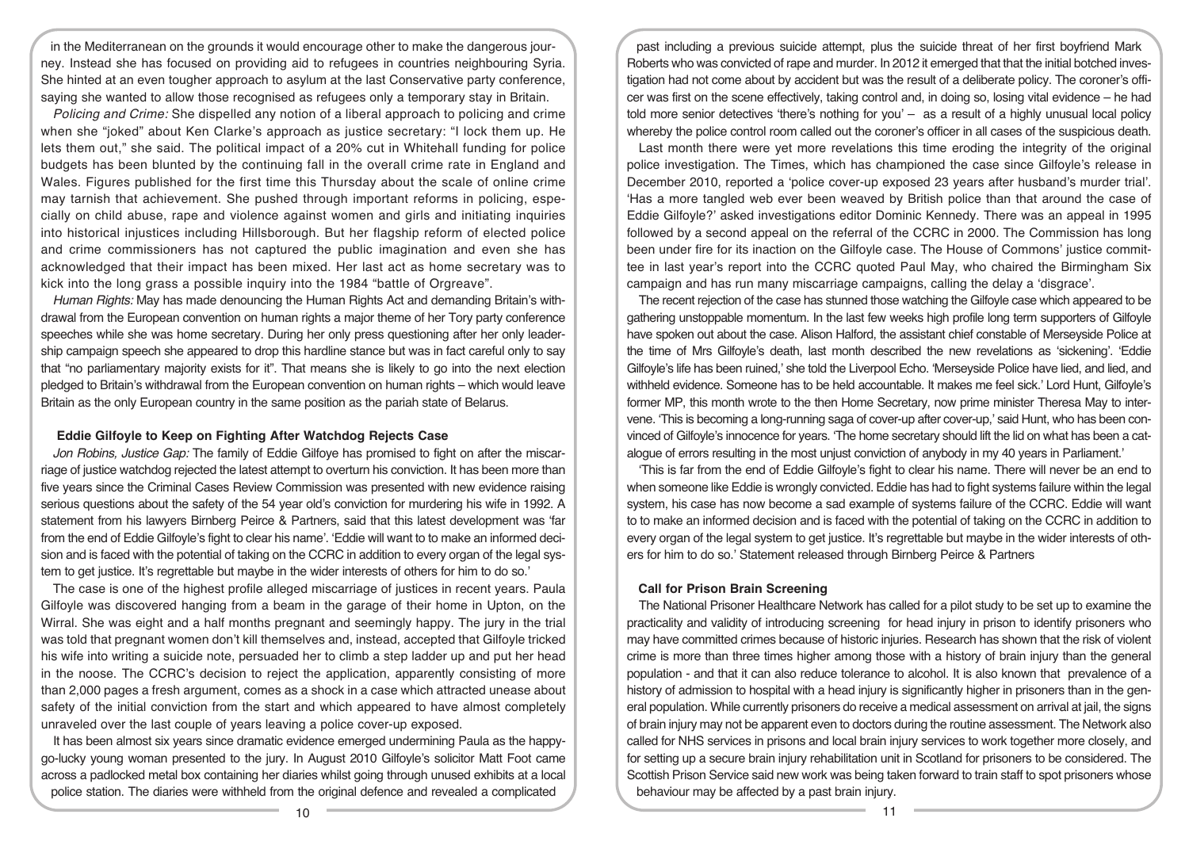in the Mediterranean on the grounds it would encourage other to make the dangerous journey. Instead she has focused on providing aid to refugees in countries neighbouring Syria. She hinted at an even tougher approach to asylum at the last Conservative party conference, saying she wanted to allow those recognised as refugees only a temporary stay in Britain.

*Policing and Crime:* She dispelled any notion of a liberal approach to policing and crime when she "joked" about Ken Clarke's approach as justice secretary: "I lock them up. He lets them out," she said. The political impact of a 20% cut in Whitehall funding for police budgets has been blunted by the continuing fall in the overall crime rate in England and Wales. Figures published for the first time this Thursday about the scale of online crime may tarnish that achievement. She pushed through important reforms in policing, especially on child abuse, rape and violence against women and girls and initiating inquiries into historical injustices including Hillsborough. But her flagship reform of elected police and crime commissioners has not captured the public imagination and even she has acknowledged that their impact has been mixed. Her last act as home secretary was to kick into the long grass a possible inquiry into the 1984 "battle of Orgreave".

*Human Rights:* May has made denouncing the Human Rights Act and demanding Britain's withdrawal from the European convention on human rights a major theme of her Tory party conference speeches while she was home secretary. During her only press questioning after her only leadership campaign speech she appeared to drop this hardline stance but was in fact careful only to say that "no parliamentary majority exists for it". That means she is likely to go into the next election pledged to Britain's withdrawal from the European convention on human rights – which would leave Britain as the only European country in the same position as the pariah state of Belarus.

### Eddie Gilfoyle to Keep on Fighting After Watchdog Rejects Case

*Jon Robins, Justice Gap:* The family of Eddie Gilfoye has promised to fight on after the miscarriage of justice watchdog rejected the latest attempt to overturn his conviction. It has been more than five years since the Criminal Cases Review Commission was presented with new evidence raising serious questions about the safety of the 54 year old's conviction for murdering his wife in 1992. A statement from his lawyers Birnberg Peirce & Partners, said that this latest development was 'far from the end of Eddie Gilfoyle's fight to clear his name'. 'Eddie will want to to make an informed decision and is faced with the potential of taking on the CCRC in addition to every organ of the legal system to get justice. It's regrettable but maybe in the wider interests of others for him to do so.'

The case is one of the highest profile alleged miscarriage of justices in recent years. Paula Gilfoyle was discovered hanging from a beam in the garage of their home in Upton, on the Wirral. She was eight and a half months pregnant and seemingly happy. The jury in the trial was told that pregnant women don't kill themselves and, instead, accepted that Gilfoyle tricked his wife into writing a suicide note, persuaded her to climb a step ladder up and put her head in the noose. The CCRC's decision to reject the application, apparently consisting of more than 2,000 pages a fresh argument, comes as a shock in a case which attracted unease about safety of the initial conviction from the start and which appeared to have almost completely unraveled over the last couple of years leaving a police cover-up exposed.

It has been almost six years since dramatic evidence emerged undermining Paula as the happy-go-lucky young woman presented to the jury. In August 2010 Gilfoyle's solicitor Matt Foot came across a padlocked metal box containing her diaries whilst going through unused exhibits at a local police station. The diaries were withheld from the original defence and revealed a complicated past including a previous suicide attempt, plus the suicide threat of her first boyfriend Mark Roberts who was convicted of rape and murder. In 2012 it emerged that that the initial botched investigation had not come about by accident but was the result of a deliberate policy. The coroner's officer was first on the scene effectively, taking control and, in doing so, losing vital evidence – he had told more senior detectives 'there's nothing for you' – as a result of a highly unusual local policy whereby the police control room called out the coroner's officer in all cases of the suspicious death.

Last month there were yet more revelations this time eroding the integrity of the original police investigation. The Times, which has championed the case since Gilfoyle's release in December 2010, reported a 'police cover-up exposed 23 years after husband's murder trial'. 'Has a more tangled web ever been weaved by British police than that around the case of Eddie Gilfoyle?' asked investigations editor Dominic Kennedy. There was an appeal in 1995 followed by a second appeal on the referral of the CCRC in 2000. The Commission has long been under fire for its inaction on the Gilfoyle case. The House of Commons' justice committee in last year's report into the CCRC quoted Paul May, who chaired the Birmingham Six campaign and has run many miscarriage campaigns, calling the delay a 'disgrace'.

The recent rejection of the case has stunned those watching the Gilfoyle case which appeared to be gathering unstoppable momentum. In the last few weeks high profile long term supporters of Gilfoyle have spoken out about the case. Alison Halford, the assistant chief constable of Merseyside Police at the time of Mrs Gilfoyle's death, last month described the new revelations as 'sickening'. 'Eddie Gilfoyle's life has been ruined,' she told the Liverpool Echo. 'Merseyside Police have lied, and lied, and withheld evidence. Someone has to be held accountable. It makes me feel sick.' Lord Hunt, Gilfoyle's former MP, this month wrote to the then Home Secretary, now prime minister Theresa May to intervene. 'This is becoming a long-running saga of cover-up after cover-up,' said Hunt, who has been convinced of Gilfoyle's innocence for years. 'The home secretary should lift the lid on what has been a catalogue of errors resulting in the most unjust conviction of anybody in my 40 years in Parliament.'

'This is far from the end of Eddie Gilfoyle's fight to clear his name. There will never be an end to when someone like Eddie is wrongly convicted. Eddie has had to fight systems failure within the legal system, his case has now become a sad example of systems failure of the CCRC. Eddie will want to to make an informed decision and is faced with the potential of taking on the CCRC in addition to every organ of the legal system to get justice. It's regrettable but maybe in the wider interests of others for him to do so.' Statement released through Birnberg Peirce & Partners

### Call for Prison Brain Screening

The National Prisoner Healthcare Network has called for a pilot study to be set up to examine the practicality and validity of introducing screening for head injury in prison to identify prisoners who may have committed crimes because of historic injuries. Research has shown that the risk of violent crime is more than three times higher among those with a history of brain injury than the general population - and that it can also reduce tolerance to alcohol. It is also known that prevalence of a history of admission to hospital with a head injury is significantly higher in prisoners than in the general population. While currently prisoners do receive a medical assessment on arrival at jail, the signs of brain injury may not be apparent even to doctors during the routine assessment. The Network also called for NHS services in prisons and local brain injury services to work together more closely, and for setting up a secure brain injury rehabilitation unit in Scotland for prisoners to be considered. The Scottish Prison Service said new work was being taken forward to train staff to spot prisoners whose behaviour may be affected by a past brain injury.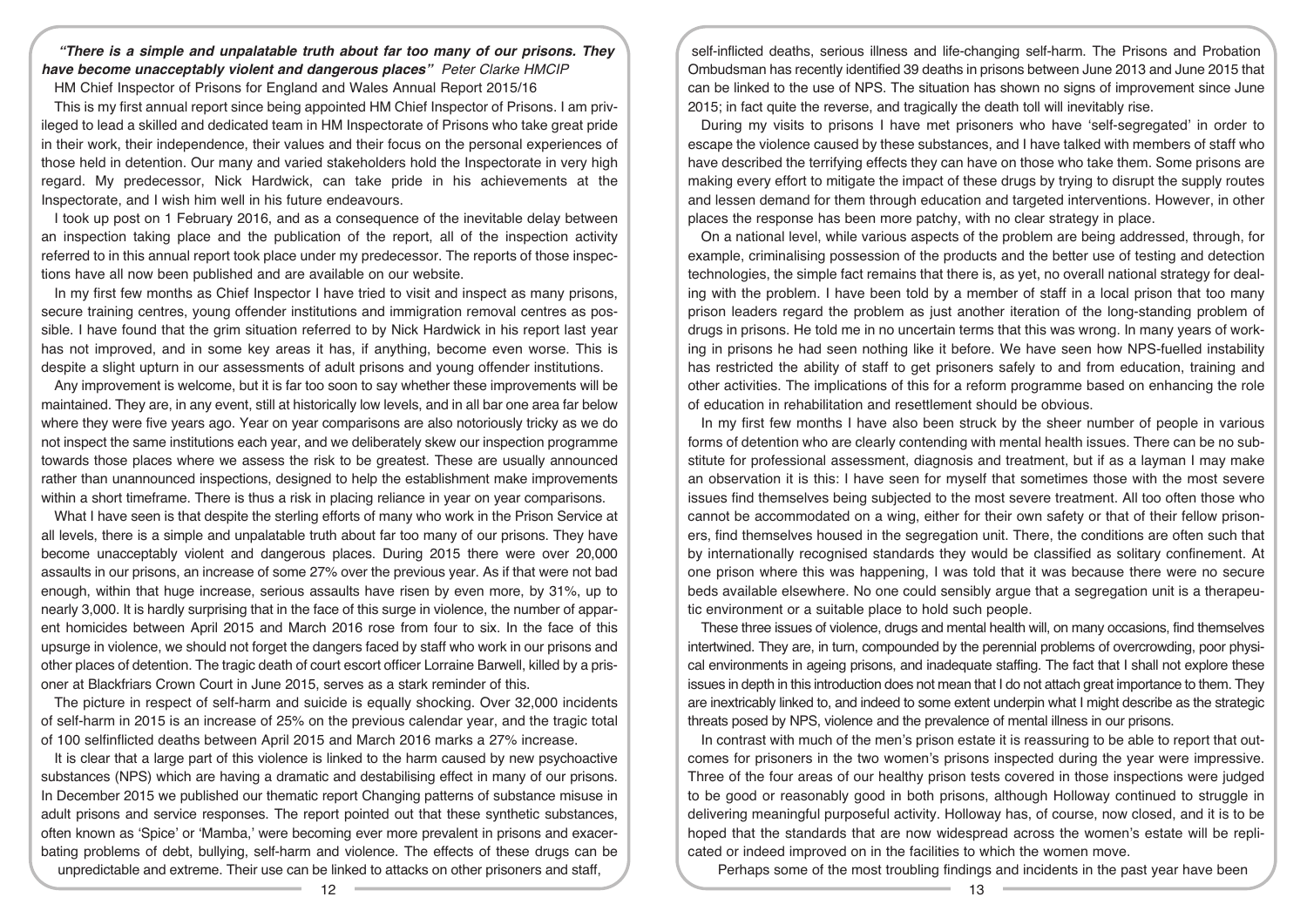***"There is a simple and unpalatable truth about far too many of our prisons. They have become unacceptably violent and dangerous places"*** *Peter Clarke HMCIP*

HM Chief Inspector of Prisons for England and Wales Annual Report 2015/16

This is my first annual report since being appointed HM Chief Inspector of Prisons. I am privileged to lead a skilled and dedicated team in HM Inspectorate of Prisons who take great pride in their work, their independence, their values and their focus on the personal experiences of those held in detention. Our many and varied stakeholders hold the Inspectorate in very high regard. My predecessor, Nick Hardwick, can take pride in his achievements at the Inspectorate, and I wish him well in his future endeavours.

I took up post on 1 February 2016, and as a consequence of the inevitable delay between an inspection taking place and the publication of the report, all of the inspection activity referred to in this annual report took place under my predecessor. The reports of those inspections have all now been published and are available on our website.

In my first few months as Chief Inspector I have tried to visit and inspect as many prisons, secure training centres, young offender institutions and immigration removal centres as possible. I have found that the grim situation referred to by Nick Hardwick in his report last year has not improved, and in some key areas it has, if anything, become even worse. This is despite a slight upturn in our assessments of adult prisons and young offender institutions.

Any improvement is welcome, but it is far too soon to say whether these improvements will be maintained. They are, in any event, still at historically low levels, and in all bar one area far below where they were five years ago. Year on year comparisons are also notoriously tricky as we do not inspect the same institutions each year, and we deliberately skew our inspection programme towards those places where we assess the risk to be greatest. These are usually announced rather than unannounced inspections, designed to help the establishment make improvements within a short timeframe. There is thus a risk in placing reliance in year on year comparisons.

What I have seen is that despite the sterling efforts of many who work in the Prison Service at all levels, there is a simple and unpalatable truth about far too many of our prisons. They have become unacceptably violent and dangerous places. During 2015 there were over 20,000 assaults in our prisons, an increase of some 27% over the previous year. As if that were not bad enough, within that huge increase, serious assaults have risen by even more, by 31%, up to nearly 3,000. It is hardly surprising that in the face of this surge in violence, the number of apparent homicides between April 2015 and March 2016 rose from four to six. In the face of this upsurge in violence, we should not forget the dangers faced by staff who work in our prisons and other places of detention. The tragic death of court escort officer Lorraine Barwell, killed by a prisoner at Blackfriars Crown Court in June 2015, serves as a stark reminder of this.

The picture in respect of self-harm and suicide is equally shocking. Over 32,000 incidents of self-harm in 2015 is an increase of 25% on the previous calendar year, and the tragic total of 100 selfinflicted deaths between April 2015 and March 2016 marks a 27% increase.

It is clear that a large part of this violence is linked to the harm caused by new psychoactive substances (NPS) which are having a dramatic and destabilising effect in many of our prisons. In December 2015 we published our thematic report Changing patterns of substance misuse in adult prisons and service responses. The report pointed out that these synthetic substances, often known as 'Spice' or 'Mamba,' were becoming ever more prevalent in prisons and exacerbating problems of debt, bullying, self-harm and violence. The effects of these drugs can be unpredictable and extreme. Their use can be linked to attacks on other prisoners and staff, self-inflicted deaths, serious illness and life-changing self-harm. The Prisons and Probation Ombudsman has recently identified 39 deaths in prisons between June 2013 and June 2015 that can be linked to the use of NPS. The situation has shown no signs of improvement since June 2015; in fact quite the reverse, and tragically the death toll will inevitably rise.

During my visits to prisons I have met prisoners who have 'self-segregated' in order to escape the violence caused by these substances, and I have talked with members of staff who have described the terrifying effects they can have on those who take them. Some prisons are making every effort to mitigate the impact of these drugs by trying to disrupt the supply routes and lessen demand for them through education and targeted interventions. However, in other places the response has been more patchy, with no clear strategy in place.

On a national level, while various aspects of the problem are being addressed, through, for example, criminalising possession of the products and the better use of testing and detection technologies, the simple fact remains that there is, as yet, no overall national strategy for dealing with the problem. I have been told by a member of staff in a local prison that too many prison leaders regard the problem as just another iteration of the long-standing problem of drugs in prisons. He told me in no uncertain terms that this was wrong. In many years of working in prisons he had seen nothing like it before. We have seen how NPS-fuelled instability has restricted the ability of staff to get prisoners safely to and from education, training and other activities. The implications of this for a reform programme based on enhancing the role of education in rehabilitation and resettlement should be obvious.

In my first few months I have also been struck by the sheer number of people in various forms of detention who are clearly contending with mental health issues. There can be no substitute for professional assessment, diagnosis and treatment, but if as a layman I may make an observation it is this: I have seen for myself that sometimes those with the most severe issues find themselves being subjected to the most severe treatment. All too often those who cannot be accommodated on a wing, either for their own safety or that of their fellow prisoners, find themselves housed in the segregation unit. There, the conditions are often such that by internationally recognised standards they would be classified as solitary confinement. At one prison where this was happening, I was told that it was because there were no secure beds available elsewhere. No one could sensibly argue that a segregation unit is a therapeutic environment or a suitable place to hold such people.

These three issues of violence, drugs and mental health will, on many occasions, find themselves intertwined. They are, in turn, compounded by the perennial problems of overcrowding, poor physical environments in ageing prisons, and inadequate staffing. The fact that I shall not explore these issues in depth in this introduction does not mean that I do not attach great importance to them. They are inextricably linked to, and indeed to some extent underpin what I might describe as the strategic threats posed by NPS, violence and the prevalence of mental illness in our prisons.

In contrast with much of the men's prison estate it is reassuring to be able to report that outcomes for prisoners in the two women's prisons inspected during the year were impressive. Three of the four areas of our healthy prison tests covered in those inspections were judged to be good or reasonably good in both prisons, although Holloway continued to struggle in delivering meaningful purposeful activity. Holloway has, of course, now closed, and it is to be hoped that the standards that are now widespread across the women's estate will be replicated or indeed improved on in the facilities to which the women move.

Perhaps some of the most troubling findings and incidents in the past year have been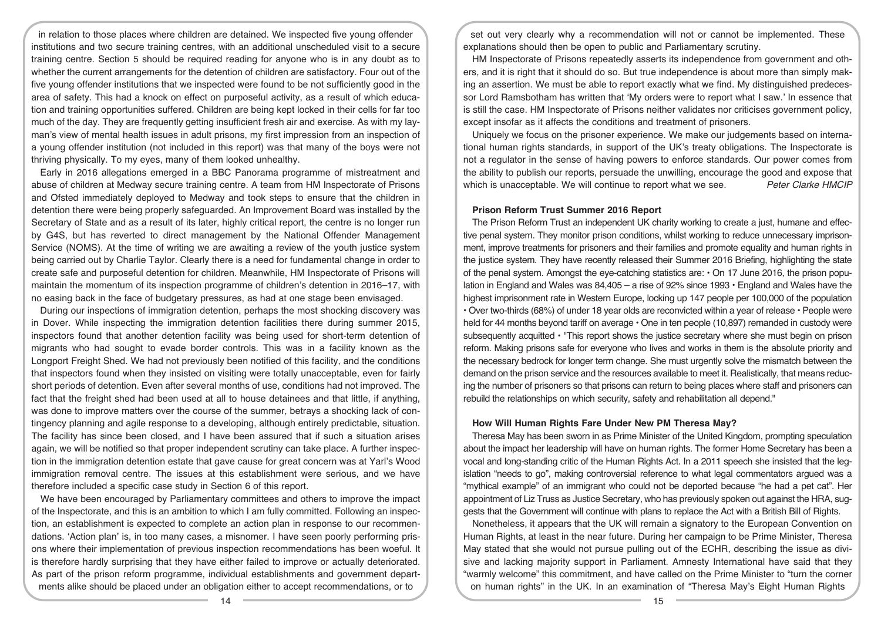in relation to those places where children are detained. We inspected five young offender institutions and two secure training centres, with an additional unscheduled visit to a secure training centre. Section 5 should be required reading for anyone who is in any doubt as to whether the current arrangements for the detention of children are satisfactory. Four out of the five young offender institutions that we inspected were found to be not sufficiently good in the area of safety. This had a knock on effect on purposeful activity, as a result of which education and training opportunities suffered. Children are being kept locked in their cells for far too much of the day. They are frequently getting insufficient fresh air and exercise. As with my layman's view of mental health issues in adult prisons, my first impression from an inspection of a young offender institution (not included in this report) was that many of the boys were not thriving physically. To my eyes, many of them looked unhealthy.

Early in 2016 allegations emerged in a BBC Panorama programme of mistreatment and abuse of children at Medway secure training centre. A team from HM Inspectorate of Prisons and Ofsted immediately deployed to Medway and took steps to ensure that the children in detention there were being properly safeguarded. An Improvement Board was installed by the Secretary of State and as a result of its later, highly critical report, the centre is no longer run by G4S, but has reverted to direct management by the National Offender Management Service (NOMS). At the time of writing we are awaiting a review of the youth justice system being carried out by Charlie Taylor. Clearly there is a need for fundamental change in order to create safe and purposeful detention for children. Meanwhile, HM Inspectorate of Prisons will maintain the momentum of its inspection programme of children's detention in 2016–17, with no easing back in the face of budgetary pressures, as had at one stage been envisaged.

During our inspections of immigration detention, perhaps the most shocking discovery was in Dover. While inspecting the immigration detention facilities there during summer 2015, inspectors found that another detention facility was being used for short-term detention of migrants who had sought to evade border controls. This was in a facility known as the Longport Freight Shed. We had not previously been notified of this facility, and the conditions that inspectors found when they insisted on visiting were totally unacceptable, even for fairly short periods of detention. Even after several months of use, conditions had not improved. The fact that the freight shed had been used at all to house detainees and that little, if anything, was done to improve matters over the course of the summer, betrays a shocking lack of contingency planning and agile response to a developing, although entirely predictable, situation. The facility has since been closed, and I have been assured that if such a situation arises again, we will be notified so that proper independent scrutiny can take place. A further inspection in the immigration detention estate that gave cause for great concern was at Yarl's Wood immigration removal centre. The issues at this establishment were serious, and we have therefore included a specific case study in Section 6 of this report.

We have been encouraged by Parliamentary committees and others to improve the impact of the Inspectorate, and this is an ambition to which I am fully committed. Following an inspection, an establishment is expected to complete an action plan in response to our recommendations. 'Action plan' is, in too many cases, a misnomer. I have seen poorly performing prisons where their implementation of previous inspection recommendations has been woeful. It is therefore hardly surprising that they have either failed to improve or actually deteriorated. As part of the prison reform programme, individual establishments and government departments alike should be placed under an obligation either to accept recommendations, or to set out very clearly why a recommendation will not or cannot be implemented. These explanations should then be open to public and Parliamentary scrutiny.

HM Inspectorate of Prisons repeatedly asserts its independence from government and others, and it is right that it should do so. But true independence is about more than simply making an assertion. We must be able to report exactly what we find. My distinguished predecessor Lord Ramsbotham has written that 'My orders were to report what I saw.' In essence that is still the case. HM Inspectorate of Prisons neither validates nor criticises government policy, except insofar as it affects the conditions and treatment of prisoners.

Uniquely we focus on the prisoner experience. We make our judgements based on international human rights standards, in support of the UK's treaty obligations. The Inspectorate is not a regulator in the sense of having powers to enforce standards. Our power comes from the ability to publish our reports, persuade the unwilling, encourage the good and expose that which is unacceptable. We will continue to report what we see. *Peter Clarke HMCIP*

### Prison Reform Trust Summer 2016 Report

The Prison Reform Trust an independent UK charity working to create a just, humane and effective penal system. They monitor prison conditions, whilst working to reduce unnecessary imprisonment, improve treatments for prisoners and their families and promote equality and human rights in the justice system. They have recently released their Summer 2016 Briefing, highlighting the state of the penal system. Amongst the eye-catching statistics are: • On 17 June 2016, the prison population in England and Wales was 84,405 – a rise of 92% since 1993 • England and Wales have the highest imprisonment rate in Western Europe, locking up 147 people per 100,000 of the population • Over two-thirds (68%) of under 18 year olds are reconvicted within a year of release • People were held for 44 months beyond tariff on average • One in ten people (10,897) remanded in custody were subsequently acquitted • "This report shows the justice secretary where she must begin on prison reform. Making prisons safe for everyone who lives and works in them is the absolute priority and the necessary bedrock for longer term change. She must urgently solve the mismatch between the demand on the prison service and the resources available to meet it. Realistically, that means reducing the number of prisoners so that prisons can return to being places where staff and prisoners can rebuild the relationships on which security, safety and rehabilitation all depend."

### How Will Human Rights Fare Under New PM Theresa May?

Theresa May has been sworn in as Prime Minister of the United Kingdom, prompting speculation about the impact her leadership will have on human rights. The former Home Secretary has been a vocal and long-standing critic of the Human Rights Act. In a 2011 speech she insisted that the legislation "needs to go", making controversial reference to what legal commentators argued was a "mythical example" of an immigrant who could not be deported because "he had a pet cat". Her appointment of Liz Truss as Justice Secretary, who has previously spoken out against the HRA, suggests that the Government will continue with plans to replace the Act with a British Bill of Rights.

Nonetheless, it appears that the UK will remain a signatory to the European Convention on Human Rights, at least in the near future. During her campaign to be Prime Minister, Theresa May stated that she would not pursue pulling out of the ECHR, describing the issue as divisive and lacking majority support in Parliament. Amnesty International have said that they "warmly welcome" this commitment, and have called on the Prime Minister to "turn the corner on human rights" in the UK. In an examination of "Theresa May's Eight Human Rights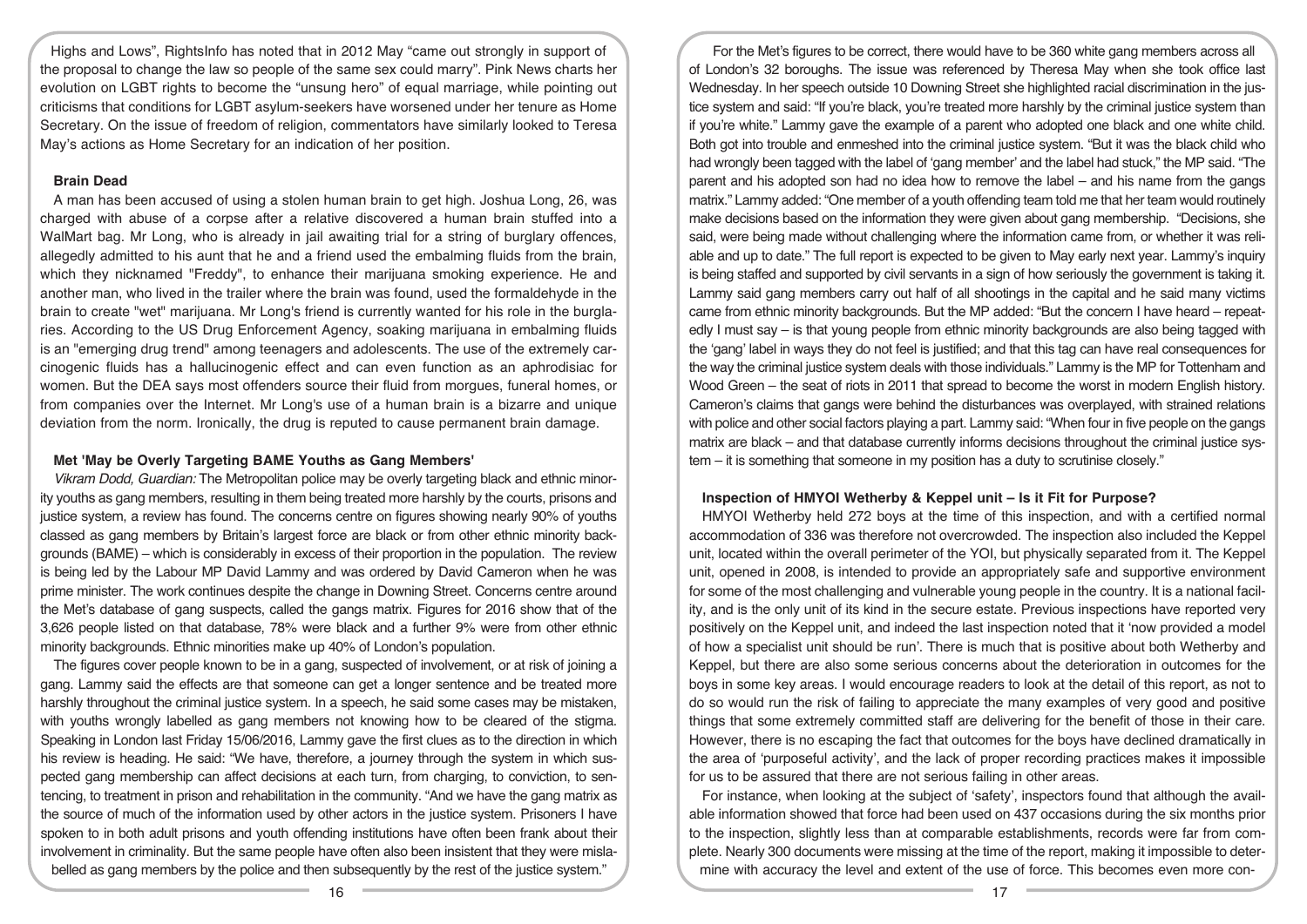Highs and Lows", RightsInfo has noted that in 2012 May "came out strongly in support of the proposal to change the law so people of the same sex could marry". Pink News charts her evolution on LGBT rights to become the "unsung hero" of equal marriage, while pointing out criticisms that conditions for LGBT asylum-seekers have worsened under her tenure as Home Secretary. On the issue of freedom of religion, commentators have similarly looked to Teresa May's actions as Home Secretary for an indication of her position.

### Brain Dead

A man has been accused of using a stolen human brain to get high. Joshua Long, 26, was charged with abuse of a corpse after a relative discovered a human brain stuffed into a WalMart bag. Mr Long, who is already in jail awaiting trial for a string of burglary offences, allegedly admitted to his aunt that he and a friend used the embalming fluids from the brain, which they nicknamed "Freddy", to enhance their marijuana smoking experience. He and another man, who lived in the trailer where the brain was found, used the formaldehyde in the brain to create "wet" marijuana. Mr Long's friend is currently wanted for his role in the burglaries. According to the US Drug Enforcement Agency, soaking marijuana in embalming fluids is an "emerging drug trend" among teenagers and adolescents. The use of the extremely carcinogenic fluids has a hallucinogenic effect and can even function as an aphrodisiac for women. But the DEA says most offenders source their fluid from morgues, funeral homes, or from companies over the Internet. Mr Long's use of a human brain is a bizarre and unique deviation from the norm. Ironically, the drug is reputed to cause permanent brain damage.

### Met 'May be Overly Targeting BAME Youths as Gang Members'

*Vikram Dodd, Guardian:* The Metropolitan police may be overly targeting black and ethnic minority youths as gang members, resulting in them being treated more harshly by the courts, prisons and justice system, a review has found. The concerns centre on figures showing nearly 90% of youths classed as gang members by Britain's largest force are black or from other ethnic minority backgrounds (BAME) – which is considerably in excess of their proportion in the population. The review is being led by the Labour MP David Lammy and was ordered by David Cameron when he was prime minister. The work continues despite the change in Downing Street. Concerns centre around the Met's database of gang suspects, called the gangs matrix. Figures for 2016 show that of the 3,626 people listed on that database, 78% were black and a further 9% were from other ethnic minority backgrounds. Ethnic minorities make up 40% of London's population.

The figures cover people known to be in a gang, suspected of involvement, or at risk of joining a gang. Lammy said the effects are that someone can get a longer sentence and be treated more harshly throughout the criminal justice system. In a speech, he said some cases may be mistaken, with youths wrongly labelled as gang members not knowing how to be cleared of the stigma. Speaking in London last Friday 15/06/2016, Lammy gave the first clues as to the direction in which his review is heading. He said: "We have, therefore, a journey through the system in which suspected gang membership can affect decisions at each turn, from charging, to conviction, to sentencing, to treatment in prison and rehabilitation in the community. "And we have the gang matrix as the source of much of the information used by other actors in the justice system. Prisoners I have spoken to in both adult prisons and youth offending institutions have often been frank about their involvement in criminality. But the same people have often also been insistent that they were mislabelled as gang members by the police and then subsequently by the rest of the justice system."

For the Met's figures to be correct, there would have to be 360 white gang members across all of London's 32 boroughs. The issue was referenced by Theresa May when she took office last Wednesday. In her speech outside 10 Downing Street she highlighted racial discrimination in the justice system and said: "If you're black, you're treated more harshly by the criminal justice system than if you're white." Lammy gave the example of a parent who adopted one black and one white child. Both got into trouble and enmeshed into the criminal justice system. "But it was the black child who had wrongly been tagged with the label of 'gang member' and the label had stuck," the MP said. "The parent and his adopted son had no idea how to remove the label – and his name from the gangs matrix." Lammy added: "One member of a youth offending team told me that her team would routinely make decisions based on the information they were given about gang membership. "Decisions, she said, were being made without challenging where the information came from, or whether it was reliable and up to date." The full report is expected to be given to May early next year. Lammy's inquiry is being staffed and supported by civil servants in a sign of how seriously the government is taking it. Lammy said gang members carry out half of all shootings in the capital and he said many victims came from ethnic minority backgrounds. But the MP added: "But the concern I have heard – repeatedly I must say – is that young people from ethnic minority backgrounds are also being tagged with the 'gang' label in ways they do not feel is justified; and that this tag can have real consequences for the way the criminal justice system deals with those individuals." Lammy is the MP for Tottenham and Wood Green – the seat of riots in 2011 that spread to become the worst in modern English history. Cameron's claims that gangs were behind the disturbances was overplayed, with strained relations with police and other social factors playing a part. Lammy said: "When four in five people on the gangs matrix are black – and that database currently informs decisions throughout the criminal justice system – it is something that someone in my position has a duty to scrutinise closely."

### Inspection of HMYOI Wetherby & Keppel unit – Is it Fit for Purpose?

HMYOI Wetherby held 272 boys at the time of this inspection, and with a certified normal accommodation of 336 was therefore not overcrowded. The inspection also included the Keppel unit, located within the overall perimeter of the YOI, but physically separated from it. The Keppel unit, opened in 2008, is intended to provide an appropriately safe and supportive environment for some of the most challenging and vulnerable young people in the country. It is a national facility, and is the only unit of its kind in the secure estate. Previous inspections have reported very positively on the Keppel unit, and indeed the last inspection noted that it 'now provided a model of how a specialist unit should be run'. There is much that is positive about both Wetherby and Keppel, but there are also some serious concerns about the deterioration in outcomes for the boys in some key areas. I would encourage readers to look at the detail of this report, as not to do so would run the risk of failing to appreciate the many examples of very good and positive things that some extremely committed staff are delivering for the benefit of those in their care. However, there is no escaping the fact that outcomes for the boys have declined dramatically in the area of 'purposeful activity', and the lack of proper recording practices makes it impossible for us to be assured that there are not serious failing in other areas.

For instance, when looking at the subject of 'safety', inspectors found that although the available information showed that force had been used on 437 occasions during the six months prior to the inspection, slightly less than at comparable establishments, records were far from complete. Nearly 300 documents were missing at the time of the report, making it impossible to determine with accuracy the level and extent of the use of force. This becomes even more con-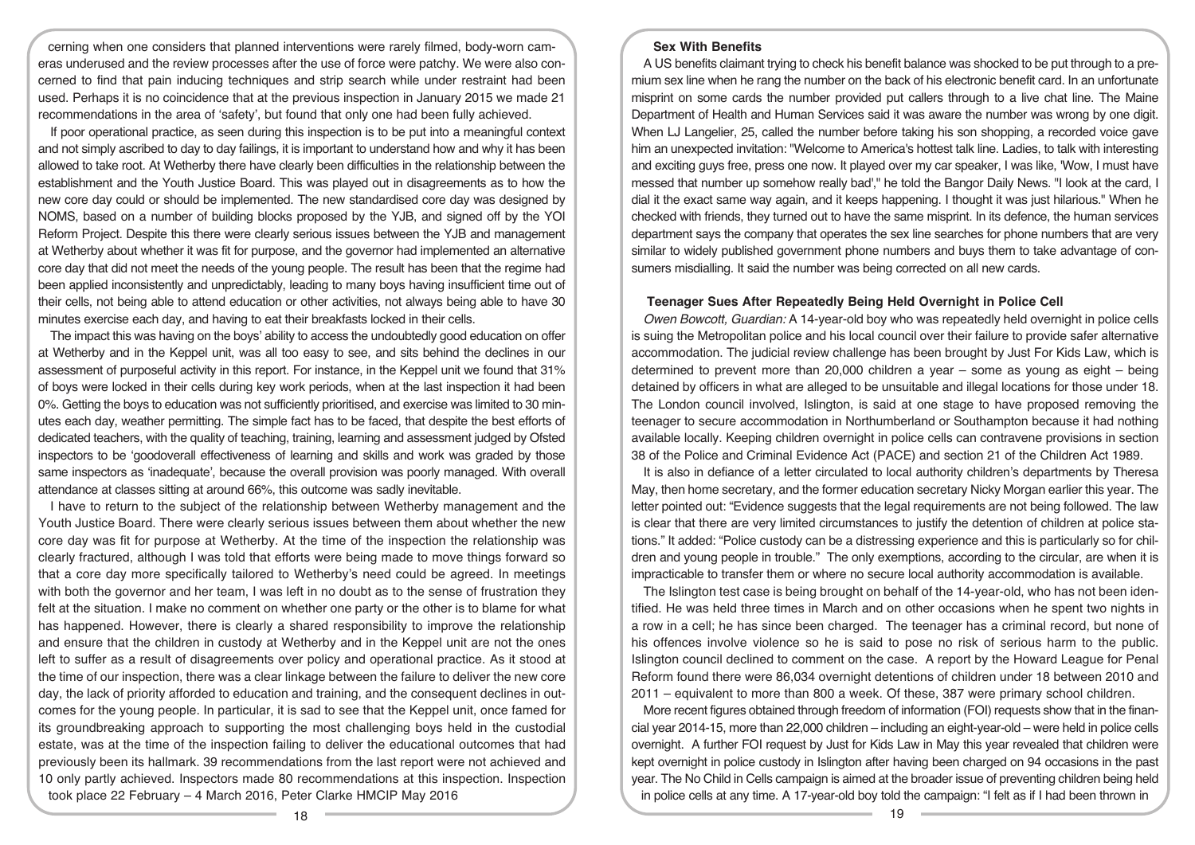cerning when one considers that planned interventions were rarely filmed, body-worn cameras underused and the review processes after the use of force were patchy. We were also concerned to find that pain inducing techniques and strip search while under restraint had been used. Perhaps it is no coincidence that at the previous inspection in January 2015 we made 21 recommendations in the area of 'safety', but found that only one had been fully achieved.

If poor operational practice, as seen during this inspection is to be put into a meaningful context and not simply ascribed to day to day failings, it is important to understand how and why it has been allowed to take root. At Wetherby there have clearly been difficulties in the relationship between the establishment and the Youth Justice Board. This was played out in disagreements as to how the new core day could or should be implemented. The new standardised core day was designed by NOMS, based on a number of building blocks proposed by the YJB, and signed off by the YOI Reform Project. Despite this there were clearly serious issues between the YJB and management at Wetherby about whether it was fit for purpose, and the governor had implemented an alternative core day that did not meet the needs of the young people. The result has been that the regime had been applied inconsistently and unpredictably, leading to many boys having insufficient time out of their cells, not being able to attend education or other activities, not always being able to have 30 minutes exercise each day, and having to eat their breakfasts locked in their cells.

The impact this was having on the boys' ability to access the undoubtedly good education on offer at Wetherby and in the Keppel unit, was all too easy to see, and sits behind the declines in our assessment of purposeful activity in this report. For instance, in the Keppel unit we found that 31% of boys were locked in their cells during key work periods, when at the last inspection it had been 0%. Getting the boys to education was not sufficiently prioritised, and exercise was limited to 30 minutes each day, weather permitting. The simple fact has to be faced, that despite the best efforts of dedicated teachers, with the quality of teaching, training, learning and assessment judged by Ofsted inspectors to be 'goodoverall effectiveness of learning and skills and work was graded by those same inspectors as 'inadequate', because the overall provision was poorly managed. With overall attendance at classes sitting at around 66%, this outcome was sadly inevitable.

I have to return to the subject of the relationship between Wetherby management and the Youth Justice Board. There were clearly serious issues between them about whether the new core day was fit for purpose at Wetherby. At the time of the inspection the relationship was clearly fractured, although I was told that efforts were being made to move things forward so that a core day more specifically tailored to Wetherby's need could be agreed. In meetings with both the governor and her team, I was left in no doubt as to the sense of frustration they felt at the situation. I make no comment on whether one party or the other is to blame for what has happened. However, there is clearly a shared responsibility to improve the relationship and ensure that the children in custody at Wetherby and in the Keppel unit are not the ones left to suffer as a result of disagreements over policy and operational practice. As it stood at the time of our inspection, there was a clear linkage between the failure to deliver the new core day, the lack of priority afforded to education and training, and the consequent declines in outcomes for the young people. In particular, it is sad to see that the Keppel unit, once famed for its groundbreaking approach to supporting the most challenging boys held in the custodial estate, was at the time of the inspection failing to deliver the educational outcomes that had previously been its hallmark. 39 recommendations from the last report were not achieved and 10 only partly achieved. Inspectors made 80 recommendations at this inspection. Inspection took place 22 February – 4 March 2016, Peter Clarke HMCIP May 2016

### Sex With Benefits

A US benefits claimant trying to check his benefit balance was shocked to be put through to a premium sex line when he rang the number on the back of his electronic benefit card. In an unfortunate misprint on some cards the number provided put callers through to a live chat line. The Maine Department of Health and Human Services said it was aware the number was wrong by one digit. When LJ Langelier, 25, called the number before taking his son shopping, a recorded voice gave him an unexpected invitation: "Welcome to America's hottest talk line. Ladies, to talk with interesting and exciting guys free, press one now. It played over my car speaker, I was like, 'Wow, I must have messed that number up somehow really bad'," he told the Bangor Daily News. "I look at the card, I dial it the exact same way again, and it keeps happening. I thought it was just hilarious." When he checked with friends, they turned out to have the same misprint. In its defence, the human services department says the company that operates the sex line searches for phone numbers that are very similar to widely published government phone numbers and buys them to take advantage of consumers misdialling. It said the number was being corrected on all new cards.

### Teenager Sues After Repeatedly Being Held Overnight in Police Cell

*Owen Bowcott, Guardian:* A 14-year-old boy who was repeatedly held overnight in police cells is suing the Metropolitan police and his local council over their failure to provide safer alternative accommodation. The judicial review challenge has been brought by Just For Kids Law, which is determined to prevent more than 20,000 children a year – some as young as eight – being detained by officers in what are alleged to be unsuitable and illegal locations for those under 18. The London council involved, Islington, is said at one stage to have proposed removing the teenager to secure accommodation in Northumberland or Southampton because it had nothing available locally. Keeping children overnight in police cells can contravene provisions in section 38 of the Police and Criminal Evidence Act (PACE) and section 21 of the Children Act 1989.

It is also in defiance of a letter circulated to local authority children's departments by Theresa May, then home secretary, and the former education secretary Nicky Morgan earlier this year. The letter pointed out: "Evidence suggests that the legal requirements are not being followed. The law is clear that there are very limited circumstances to justify the detention of children at police stations." It added: "Police custody can be a distressing experience and this is particularly so for children and young people in trouble." The only exemptions, according to the circular, are when it is impracticable to transfer them or where no secure local authority accommodation is available.

The Islington test case is being brought on behalf of the 14-year-old, who has not been identified. He was held three times in March and on other occasions when he spent two nights in a row in a cell; he has since been charged. The teenager has a criminal record, but none of his offences involve violence so he is said to pose no risk of serious harm to the public. Islington council declined to comment on the case. A report by the Howard League for Penal Reform found there were 86,034 overnight detentions of children under 18 between 2010 and 2011 – equivalent to more than 800 a week. Of these, 387 were primary school children.

More recent figures obtained through freedom of information (FOI) requests show that in the financial year 2014-15, more than 22,000 children – including an eight-year-old – were held in police cells overnight. A further FOI request by Just for Kids Law in May this year revealed that children were kept overnight in police custody in Islington after having been charged on 94 occasions in the past year. The No Child in Cells campaign is aimed at the broader issue of preventing children being held in police cells at any time. A 17-year-old boy told the campaign: "I felt as if I had been thrown in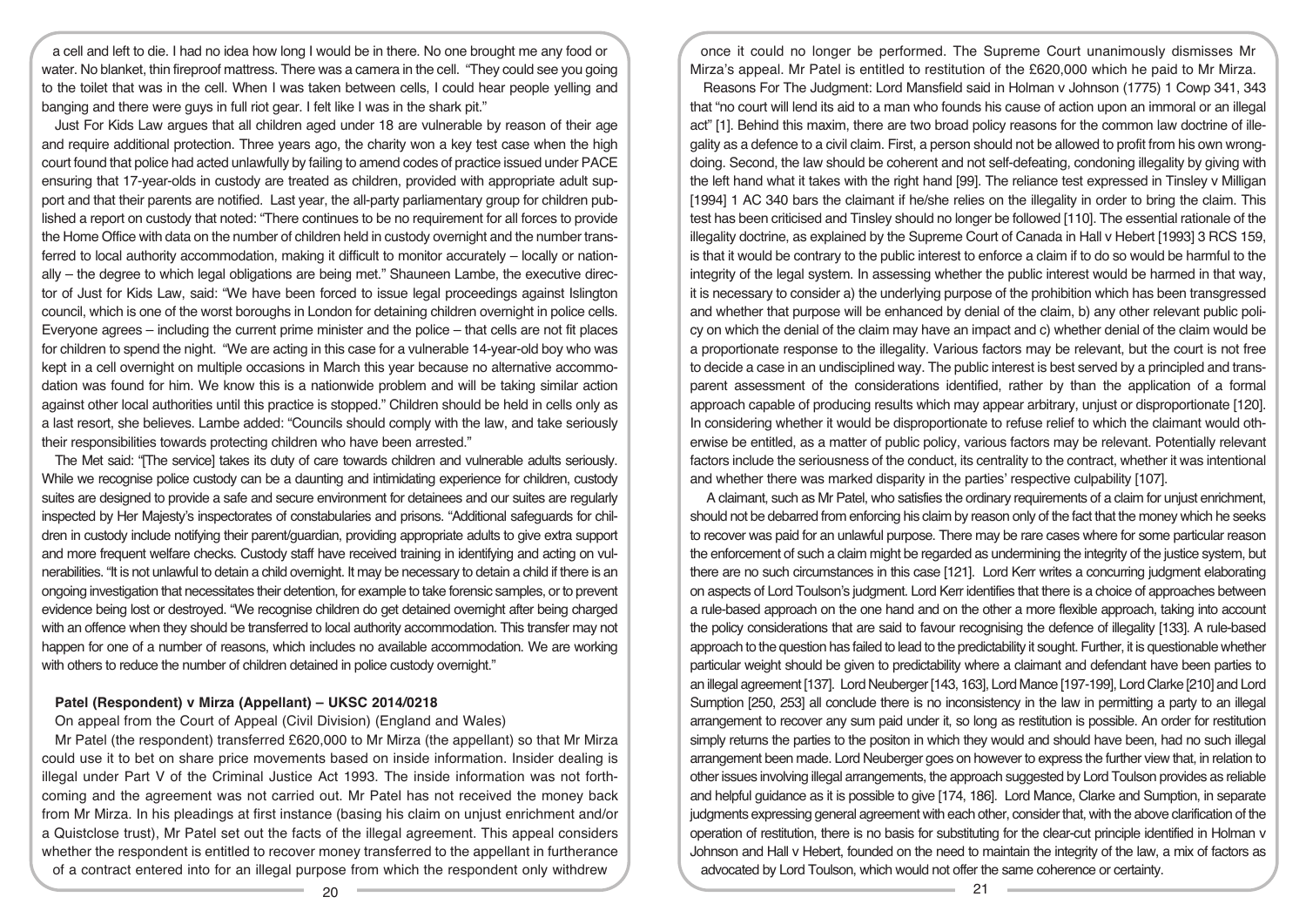a cell and left to die. I had no idea how long I would be in there. No one brought me any food or water. No blanket, thin fireproof mattress. There was a camera in the cell. "They could see you going to the toilet that was in the cell. When I was taken between cells, I could hear people yelling and banging and there were guys in full riot gear. I felt like I was in the shark pit."

Just For Kids Law argues that all children aged under 18 are vulnerable by reason of their age and require additional protection. Three years ago, the charity won a key test case when the high court found that police had acted unlawfully by failing to amend codes of practice issued under PACE ensuring that 17-year-olds in custody are treated as children, provided with appropriate adult support and that their parents are notified. Last year, the all-party parliamentary group for children published a report on custody that noted: "There continues to be no requirement for all forces to provide the Home Office with data on the number of children held in custody overnight and the number transferred to local authority accommodation, making it difficult to monitor accurately – locally or nationally – the degree to which legal obligations are being met." Shauneen Lambe, the executive director of Just for Kids Law, said: "We have been forced to issue legal proceedings against Islington council, which is one of the worst boroughs in London for detaining children overnight in police cells. Everyone agrees – including the current prime minister and the police – that cells are not fit places for children to spend the night. "We are acting in this case for a vulnerable 14-year-old boy who was kept in a cell overnight on multiple occasions in March this year because no alternative accommodation was found for him. We know this is a nationwide problem and will be taking similar action against other local authorities until this practice is stopped." Children should be held in cells only as a last resort, she believes. Lambe added: "Councils should comply with the law, and take seriously their responsibilities towards protecting children who have been arrested."

The Met said: "[The service] takes its duty of care towards children and vulnerable adults seriously. While we recognise police custody can be a daunting and intimidating experience for children, custody suites are designed to provide a safe and secure environment for detainees and our suites are regularly inspected by Her Majesty's inspectorates of constabularies and prisons. "Additional safeguards for children in custody include notifying their parent/guardian, providing appropriate adults to give extra support and more frequent welfare checks. Custody staff have received training in identifying and acting on vulnerabilities. "It is not unlawful to detain a child overnight. It may be necessary to detain a child if there is an ongoing investigation that necessitates their detention, for example to take forensic samples, or to prevent evidence being lost or destroyed. "We recognise children do get detained overnight after being charged with an offence when they should be transferred to local authority accommodation. This transfer may not happen for one of a number of reasons, which includes no available accommodation. We are working with others to reduce the number of children detained in police custody overnight."

**Patel (Respondent) v Mirza (Appellant) – UKSC 2014/0218**

On appeal from the Court of Appeal (Civil Division) (England and Wales)

Mr Patel (the respondent) transferred £620,000 to Mr Mirza (the appellant) so that Mr Mirza could use it to bet on share price movements based on inside information. Insider dealing is illegal under Part V of the Criminal Justice Act 1993. The inside information was not forthcoming and the agreement was not carried out. Mr Patel has not received the money back from Mr Mirza. In his pleadings at first instance (basing his claim on unjust enrichment and/or a Quistclose trust), Mr Patel set out the facts of the illegal agreement. This appeal considers whether the respondent is entitled to recover money transferred to the appellant in furtherance of a contract entered into for an illegal purpose from which the respondent only withdrew once it could no longer be performed. The Supreme Court unanimously dismisses Mr Mirza's appeal. Mr Patel is entitled to restitution of the £620,000 which he paid to Mr Mirza.

Reasons For The Judgment: Lord Mansfield said in Holman v Johnson (1775) 1 Cowp 341, 343 that "no court will lend its aid to a man who founds his cause of action upon an immoral or an illegal act" [1]. Behind this maxim, there are two broad policy reasons for the common law doctrine of illegality as a defence to a civil claim. First, a person should not be allowed to profit from his own wrongdoing. Second, the law should be coherent and not self-defeating, condoning illegality by giving with the left hand what it takes with the right hand [99]. The reliance test expressed in Tinsley v Milligan [1994] 1 AC 340 bars the claimant if he/she relies on the illegality in order to bring the claim. This test has been criticised and Tinsley should no longer be followed [110]. The essential rationale of the illegality doctrine, as explained by the Supreme Court of Canada in Hall v Hebert [1993] 3 RCS 159, is that it would be contrary to the public interest to enforce a claim if to do so would be harmful to the integrity of the legal system. In assessing whether the public interest would be harmed in that way, it is necessary to consider a) the underlying purpose of the prohibition which has been transgressed and whether that purpose will be enhanced by denial of the claim, b) any other relevant public policy on which the denial of the claim may have an impact and c) whether denial of the claim would be a proportionate response to the illegality. Various factors may be relevant, but the court is not free to decide a case in an undisciplined way. The public interest is best served by a principled and transparent assessment of the considerations identified, rather by than the application of a formal approach capable of producing results which may appear arbitrary, unjust or disproportionate [120]. In considering whether it would be disproportionate to refuse relief to which the claimant would otherwise be entitled, as a matter of public policy, various factors may be relevant. Potentially relevant factors include the seriousness of the conduct, its centrality to the contract, whether it was intentional and whether there was marked disparity in the parties' respective culpability [107].

A claimant, such as Mr Patel, who satisfies the ordinary requirements of a claim for unjust enrichment, should not be debarred from enforcing his claim by reason only of the fact that the money which he seeks to recover was paid for an unlawful purpose. There may be rare cases where for some particular reason the enforcement of such a claim might be regarded as undermining the integrity of the justice system, but there are no such circumstances in this case [121]. Lord Kerr writes a concurring judgment elaborating on aspects of Lord Toulson's judgment. Lord Kerr identifies that there is a choice of approaches between a rule-based approach on the one hand and on the other a more flexible approach, taking into account the policy considerations that are said to favour recognising the defence of illegality [133]. A rule-based approach to the question has failed to lead to the predictability it sought. Further, it is questionable whether particular weight should be given to predictability where a claimant and defendant have been parties to an illegal agreement [137]. Lord Neuberger [143, 163], Lord Mance [197-199], Lord Clarke [210] and Lord Sumption [250, 253] all conclude there is no inconsistency in the law in permitting a party to an illegal arrangement to recover any sum paid under it, so long as restitution is possible. An order for restitution simply returns the parties to the positon in which they would and should have been, had no such illegal arrangement been made. Lord Neuberger goes on however to express the further view that, in relation to other issues involving illegal arrangements, the approach suggested by Lord Toulson provides as reliable and helpful guidance as it is possible to give [174, 186]. Lord Mance, Clarke and Sumption, in separate judgments expressing general agreement with each other, consider that, with the above clarification of the operation of restitution, there is no basis for substituting for the clear-cut principle identified in Holman v Johnson and Hall v Hebert, founded on the need to maintain the integrity of the law, a mix of factors as advocated by Lord Toulson, which would not offer the same coherence or certainty.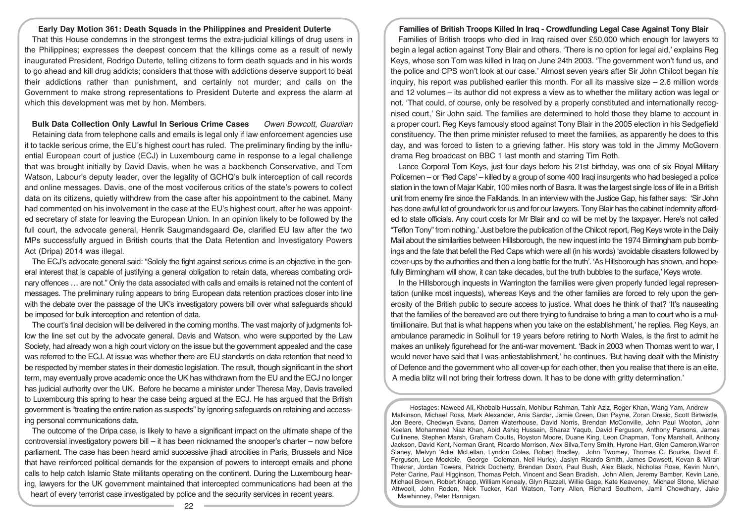### Early Day Motion 361: Death Squads in the Philippines and President Duterte

That this House condemns in the strongest terms the extra-judicial killings of drug users in the Philippines; expresses the deepest concern that the killings come as a result of newly inaugurated President, Rodrigo Duterte, telling citizens to form death squads and in his words to go ahead and kill drug addicts; considers that those with addictions deserve support to beat their addictions rather than punishment, and certainly not murder; and calls on the Government to make strong representations to President Duterte and express the alarm at which this development was met by hon. Members.

### Bulk Data Collection Only Lawful In Serious Crime Cases

*Owen Bowcott, Guardian*

Retaining data from telephone calls and emails is legal only if law enforcement agencies use it to tackle serious crime, the EU's highest court has ruled. The preliminary finding by the influential European court of justice (ECJ) in Luxembourg came in response to a legal challenge that was brought initially by David Davis, when he was a backbench Conservative, and Tom Watson, Labour's deputy leader, over the legality of GCHQ's bulk interception of call records and online messages. Davis, one of the most vociferous critics of the state's powers to collect data on its citizens, quietly withdrew from the case after his appointment to the cabinet. Many had commented on his involvement in the case at the EU's highest court, after he was appointed secretary of state for leaving the European Union. In an opinion likely to be followed by the full court, the advocate general, Henrik Saugmandsgaard Øe, clarified EU law after the two MPs successfully argued in British courts that the Data Retention and Investigatory Powers Act (Dripa) 2014 was illegal.

The ECJ's advocate general said: "Solely the fight against serious crime is an objective in the general interest that is capable of justifying a general obligation to retain data, whereas combating ordinary offences … are not." Only the data associated with calls and emails is retained not the content of messages. The preliminary ruling appears to bring European data retention practices closer into line with the debate over the passage of the UK's investigatory powers bill over what safeguards should be imposed for bulk interception and retention of data.

The court's final decision will be delivered in the coming months. The vast majority of judgments follow the line set out by the advocate general. Davis and Watson, who were supported by the Law Society, had already won a high court victory on the issue but the government appealed and the case was referred to the ECJ. At issue was whether there are EU standards on data retention that need to be respected by member states in their domestic legislation. The result, though significant in the short term, may eventually prove academic once the UK has withdrawn from the EU and the ECJ no longer has judicial authority over the UK. Before he became a minister under Theresa May, Davis travelled to Luxembourg this spring to hear the case being argued at the ECJ. He has argued that the British government is "treating the entire nation as suspects" by ignoring safeguards on retaining and accessing personal communications data.

The outcome of the Dripa case, is likely to have a significant impact on the ultimate shape of the controversial investigatory powers bill – it has been nicknamed the snooper's charter – now before parliament. The case has been heard amid successive jihadi atrocities in Paris, Brussels and Nice that have reinforced political demands for the expansion of powers to intercept emails and phone calls to help catch Islamic State militants operating on the continent. During the Luxembourg hearing, lawyers for the UK government maintained that intercepted communications had been at the heart of every terrorist case investigated by police and the security services in recent years.

### Families of British Troops Killed In Iraq - Crowdfunding Legal Case Against Tony Blair

Families of British troops who died in Iraq raised over £50,000 which enough for lawyers to begin a legal action against Tony Blair and others. 'There is no option for legal aid,' explains Reg Keys, whose son Tom was killed in Iraq on June 24th 2003. 'The government won't fund us, and the police and CPS won't look at our case.' Almost seven years after Sir John Chilcot began his inquiry, his report was published earlier this month. For all its massive size – 2.6 million words and 12 volumes – its author did not express a view as to whether the military action was legal or not. 'That could, of course, only be resolved by a properly constituted and internationally recognised court,' Sir John said. The families are determined to hold those they blame to account in a proper court. Reg Keys famously stood against Tony Blair in the 2005 election in his Sedgefield constituency. The then prime minister refused to meet the families, as apparently he does to this day, and was forced to listen to a grieving father. His story was told in the Jimmy McGovern drama Reg broadcast on BBC 1 last month and starring Tim Roth.

Lance Corporal Tom Keys, just four days before his 21st birthday, was one of six Royal Military Policemen – or 'Red Caps' – killed by a group of some 400 Iraqi insurgents who had besieged a police station in the town of Majar Kabir, 100 miles north of Basra. It was the largest single loss of life in a British unit from enemy fire since the Falklands. In an interview with the Justice Gap, his father says: 'Sir John has done awful lot of groundwork for us and for our lawyers. Tony Blair has the cabinet indemnity afforded to state officials. Any court costs for Mr Blair and co will be met by the taxpayer. Here's not called "Teflon Tony" from nothing.' Just before the publication of the Chilcot report, Reg Keys wrote in the Daily Mail about the similarities between Hillsborough, the new inquest into the 1974 Birmingham pub bombings and the fate that befell the Red Caps which were all (in his words) 'avoidable disasters followed by cover-ups by the authorities and then a long battle for the truth'. 'As Hillsborough has shown, and hopefully Birmingham will show, it can take decades, but the truth bubbles to the surface,' Keys wrote.

In the Hillsborough inquests in Warrington the families were given properly funded legal representation (unlike most inquests), whereas Keys and the other families are forced to rely upon the generosity of the British public to secure access to justice. What does he think of that? 'It's nauseating that the families of the bereaved are out there trying to fundraise to bring a man to court who is a multimillionaire. But that is what happens when you take on the establishment,' he replies. Reg Keys, an ambulance paramedic in Solihull for 19 years before retiring to North Wales, is the first to admit he makes an unlikely figurehead for the anti-war movement. 'Back in 2003 when Thomas went to war, I would never have said that I was antiestablishment,' he continues. 'But having dealt with the Ministry of Defence and the government who all cover-up for each other, then you realise that there is an elite. A media blitz will not bring their fortress down. It has to be done with gritty determination.'

Hostages: Naweed Ali, Khobaib Hussain, Mohibur Rahman, Tahir Aziz, Roger Khan, Wang Yam, Andrew Malkinson, Michael Ross, Mark Alexander, Anis Sardar, Jamie Green, Dan Payne, Zoran Dresic, Scott Birtwistle, Jon Beere, Chedwyn Evans, Darren Waterhouse, David Norris, Brendan McConville, John Paul Wooton, John Keelan, Mohammed Niaz Khan, Abid Ashiq Hussain, Sharaz Yaqub, David Ferguson, Anthony Parsons, James Cullinene, Stephen Marsh, Graham Coutts, Royston Moore, Duane King, Leon Chapman, Tony Marshall, Anthony Jackson, David Kent, Norman Grant, Ricardo Morrison, Alex Silva,Terry Smith, Hyrone Hart, Glen Cameron,Warren Slaney, Melvyn 'Adie' McLellan, Lyndon Coles, Robert Bradley, John Twomey, Thomas G. Bourke, David E. Ferguson, Lee Mockble, George Coleman, Neil Hurley, Jaslyn Ricardo Smith, James Dowsett, Kevan & Miran Thakrar, Jordan Towers, Patrick Docherty, Brendan Dixon, Paul Bush, Alex Black, Nicholas Rose, Kevin Nunn, Peter Carine, Paul Higginson, Thomas Petch, Vincent and Sean Bradish, John Allen, Jeremy Bamber, Kevin Lane, Michael Brown, Robert Knapp, William Kenealy, Glyn Razzell, Willie Gage, Kate Keaveney, Michael Stone, Michael Attwooll, John Roden, Nick Tucker, Karl Watson, Terry Allen, Richard Southern, Jamil Chowdhary, Jake Mawhinney, Peter Hannigan.